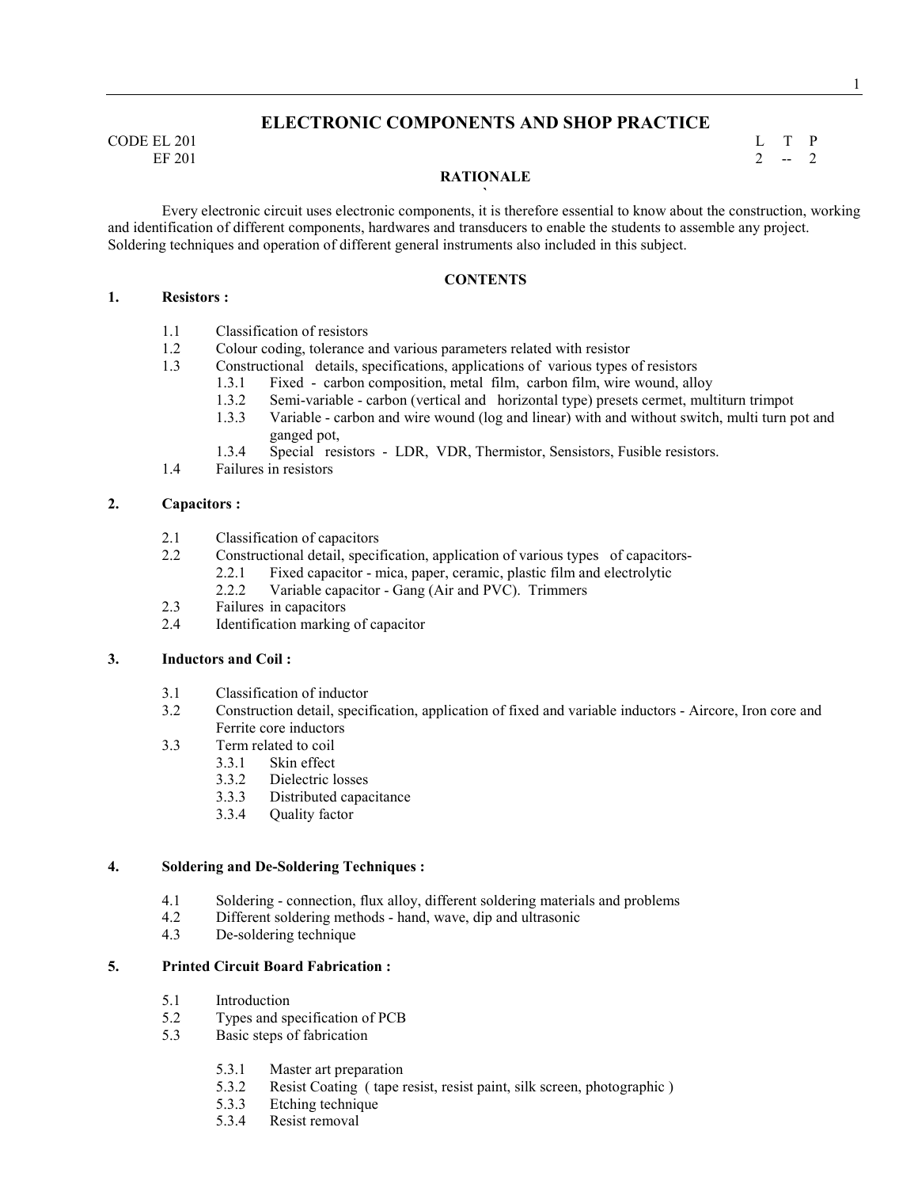# ELECTRONIC COMPONENTS AND SHOP PRACTICE

CODE EL 201 — L T P
EF 201 — 2 -- 2

## RATIONALE

Every electronic circuit uses electronic components, it is therefore essential to know about the construction, working and identification of different components, hardwares and transducers to enable the students to assemble any project. Soldering techniques and operation of different general instruments also included in this subject.

## CONTENTS

### 1. Resistors :

- 1.1 Classification of resistors
- 1.2 Colour coding, tolerance and various parameters related with resistor
- 1.3 Constructional details, specifications, applications of various types of resistors
  - 1.3.1 Fixed - carbon composition, metal film, carbon film, wire wound, alloy
  - 1.3.2 Semi-variable - carbon (vertical and horizontal type) presets cermet, multiturn trimpot
  - 1.3.3 Variable - carbon and wire wound (log and linear) with and without switch, multi turn pot and ganged pot,
  - 1.3.4 Special resistors - LDR, VDR, Thermistor, Sensistors, Fusible resistors.
- 1.4 Failures in resistors

### 2. Capacitors :

- 2.1 Classification of capacitors
- 2.2 Constructional detail, specification, application of various types of capacitors-
  - 2.2.1 Fixed capacitor - mica, paper, ceramic, plastic film and electrolytic
  - 2.2.2 Variable capacitor - Gang (Air and PVC). Trimmers
- 2.3 Failures in capacitors
- 2.4 Identification marking of capacitor

### 3. Inductors and Coil :

- 3.1 Classification of inductor
- 3.2 Construction detail, specification, application of fixed and variable inductors - Aircore, Iron core and Ferrite core inductors
- 3.3 Term related to coil
  - 3.3.1 Skin effect
  - 3.3.2 Dielectric losses
  - 3.3.3 Distributed capacitance
  - 3.3.4 Quality factor

### 4. Soldering and De-Soldering Techniques :

- 4.1 Soldering - connection, flux alloy, different soldering materials and problems
- 4.2 Different soldering methods - hand, wave, dip and ultrasonic
- 4.3 De-soldering technique

### 5. Printed Circuit Board Fabrication :

- 5.1 Introduction
- 5.2 Types and specification of PCB
- 5.3 Basic steps of fabrication
  - 5.3.1 Master art preparation
  - 5.3.2 Resist Coating ( tape resist, resist paint, silk screen, photographic )
  - 5.3.3 Etching technique
  - 5.3.4 Resist removal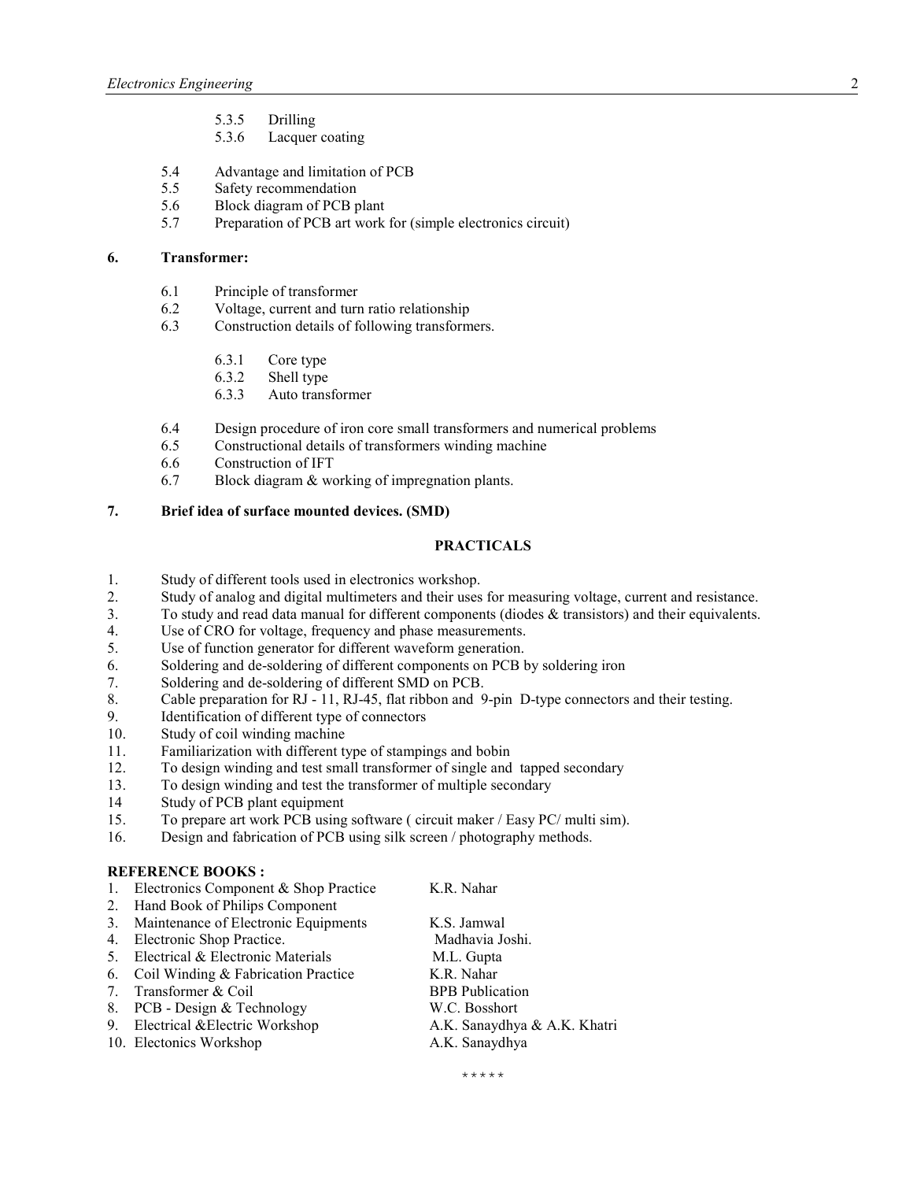5.3.5 Drilling
5.3.6 Lacquer coating

5.4 Advantage and limitation of PCB
5.5 Safety recommendation
5.6 Block diagram of PCB plant
5.7 Preparation of PCB art work for (simple electronics circuit)

**6. Transformer:**

6.1 Principle of transformer
6.2 Voltage, current and turn ratio relationship
6.3 Construction details of following transformers.

6.3.1 Core type
6.3.2 Shell type
6.3.3 Auto transformer

6.4 Design procedure of iron core small transformers and numerical problems
6.5 Constructional details of transformers winding machine
6.6 Construction of IFT
6.7 Block diagram & working of impregnation plants.

**7. Brief idea of surface mounted devices. (SMD)**

## PRACTICALS

1. Study of different tools used in electronics workshop.
2. Study of analog and digital multimeters and their uses for measuring voltage, current and resistance.
3. To study and read data manual for different components (diodes & transistors) and their equivalents.
4. Use of CRO for voltage, frequency and phase measurements.
5. Use of function generator for different waveform generation.
6. Soldering and de-soldering of different components on PCB by soldering iron
7. Soldering and de-soldering of different SMD on PCB.
8. Cable preparation for RJ - 11, RJ-45, flat ribbon and 9-pin D-type connectors and their testing.
9. Identification of different type of connectors
10. Study of coil winding machine
11. Familiarization with different type of stampings and bobin
12. To design winding and test small transformer of single and tapped secondary
13. To design winding and test the transformer of multiple secondary
14. Study of PCB plant equipment
15. To prepare art work PCB using software ( circuit maker / Easy PC/ multi sim).
16. Design and fabrication of PCB using silk screen / photography methods.

**REFERENCE BOOKS :**

1. Electronics Component & Shop Practice — K.R. Nahar
2. Hand Book of Philips Component
3. Maintenance of Electronic Equipments — K.S. Jamwal
4. Electronic Shop Practice. — Madhavia Joshi.
5. Electrical & Electronic Materials — M.L. Gupta
6. Coil Winding & Fabrication Practice — K.R. Nahar
7. Transformer & Coil — BPB Publication
8. PCB - Design & Technology — W.C. Bosshort
9. Electrical &Electric Workshop — A.K. Sanaydhya & A.K. Khatri
10. Electonics Workshop — A.K. Sanaydhya

\* \* \* \* \*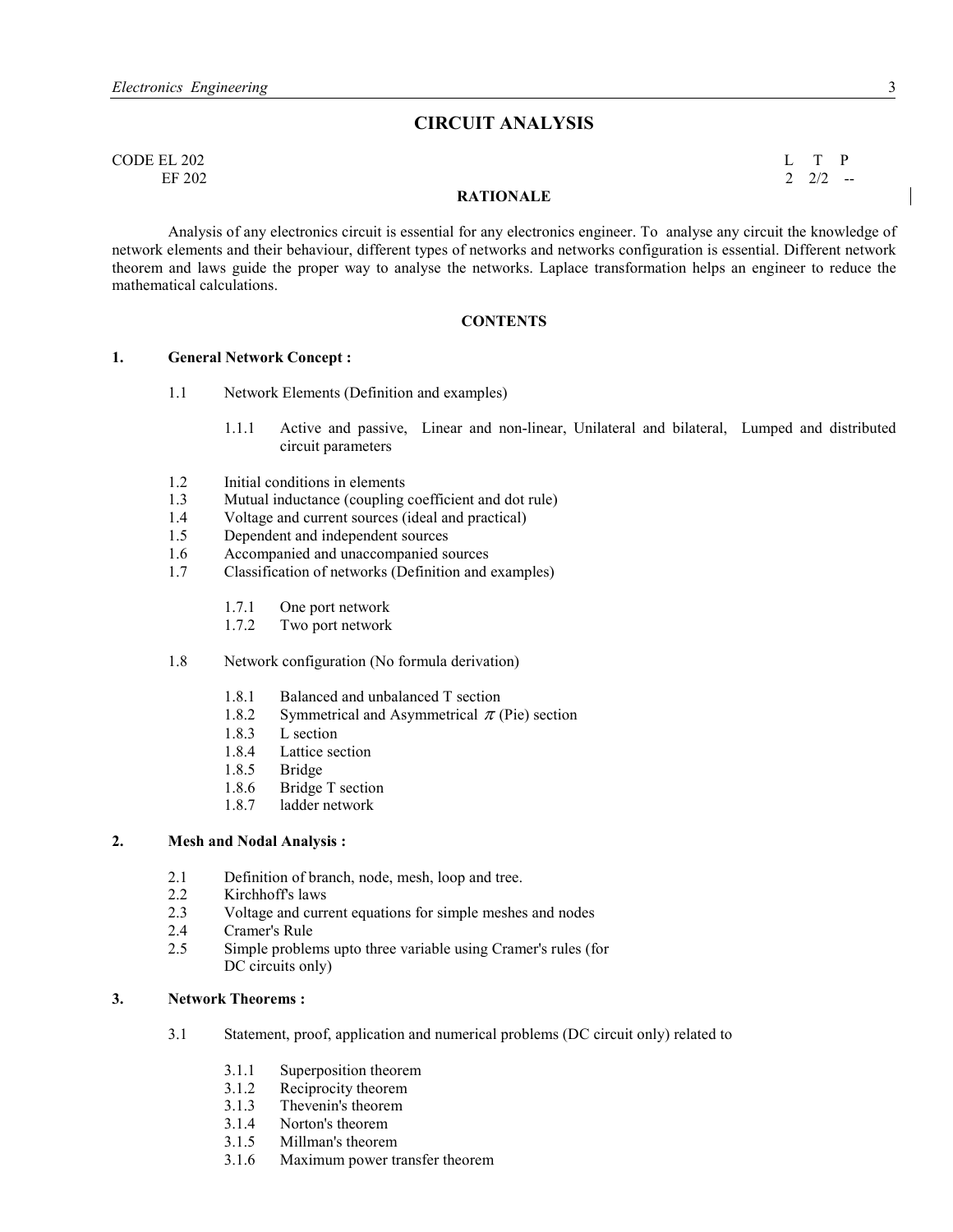# CIRCUIT ANALYSIS

CODE EL 202
EF 202

| L | T | P |
|---|---|---|
| 2 | 2/2 | -- |

## RATIONALE

Analysis of any electronics circuit is essential for any electronics engineer. To analyse any circuit the knowledge of network elements and their behaviour, different types of networks and networks configuration is essential. Different network theorem and laws guide the proper way to analyse the networks. Laplace transformation helps an engineer to reduce the mathematical calculations.

## CONTENTS

**1. General Network Concept :**

- 1.1 Network Elements (Definition and examples)
  - 1.1.1 Active and passive, Linear and non-linear, Unilateral and bilateral, Lumped and distributed circuit parameters
- 1.2 Initial conditions in elements
- 1.3 Mutual inductance (coupling coefficient and dot rule)
- 1.4 Voltage and current sources (ideal and practical)
- 1.5 Dependent and independent sources
- 1.6 Accompanied and unaccompanied sources
- 1.7 Classification of networks (Definition and examples)
  - 1.7.1 One port network
  - 1.7.2 Two port network
- 1.8 Network configuration (No formula derivation)
  - 1.8.1 Balanced and unbalanced T section
  - 1.8.2 Symmetrical and Asymmetrical $\pi$ (Pie) section
  - 1.8.3 L section
  - 1.8.4 Lattice section
  - 1.8.5 Bridge
  - 1.8.6 Bridge T section
  - 1.8.7 ladder network

**2. Mesh and Nodal Analysis :**

- 2.1 Definition of branch, node, mesh, loop and tree.
- 2.2 Kirchhoff's laws
- 2.3 Voltage and current equations for simple meshes and nodes
- 2.4 Cramer's Rule
- 2.5 Simple problems upto three variable using Cramer's rules (for DC circuits only)

**3. Network Theorems :**

- 3.1 Statement, proof, application and numerical problems (DC circuit only) related to
  - 3.1.1 Superposition theorem
  - 3.1.2 Reciprocity theorem
  - 3.1.3 Thevenin's theorem
  - 3.1.4 Norton's theorem
  - 3.1.5 Millman's theorem
  - 3.1.6 Maximum power transfer theorem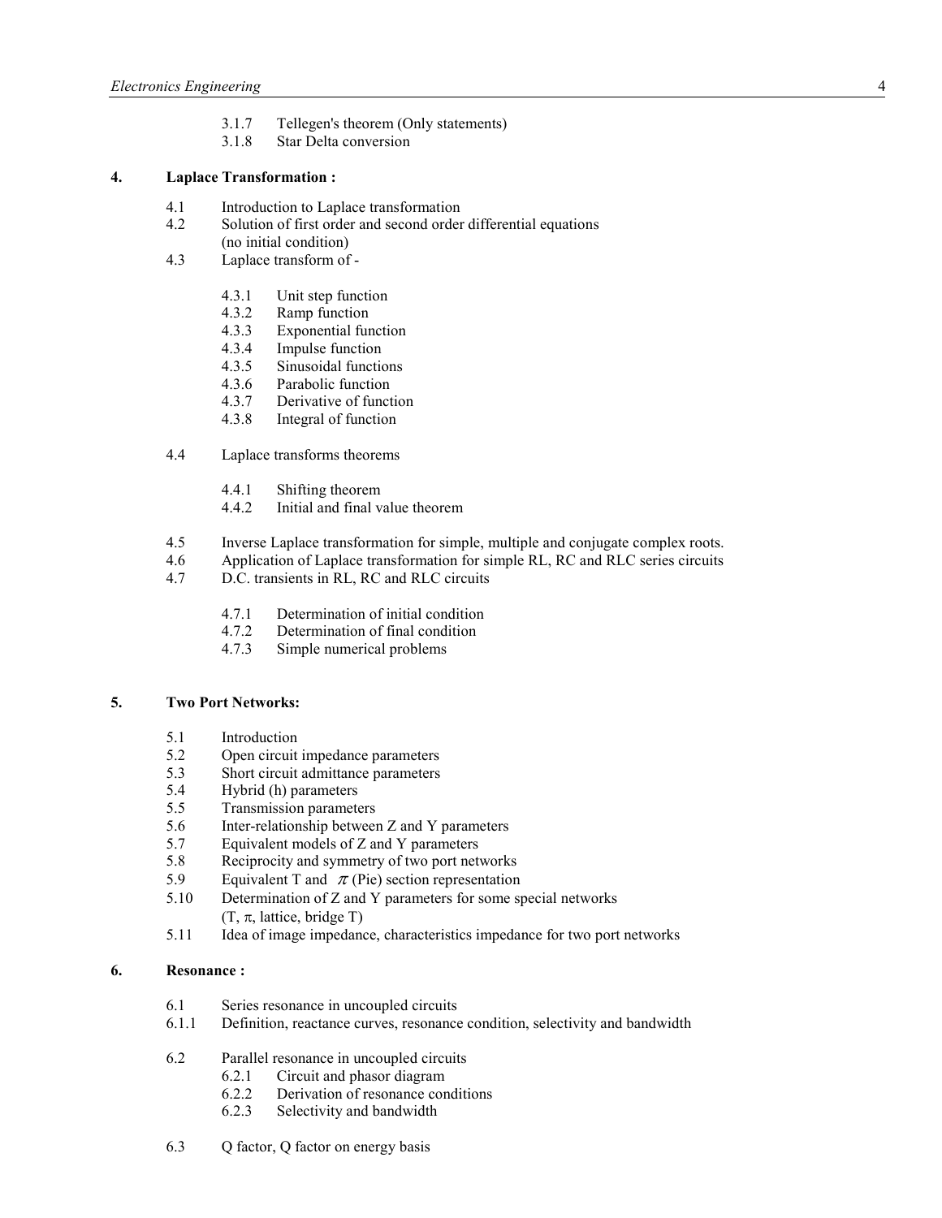3.1.7 Tellegen's theorem (Only statements)
3.1.8 Star Delta conversion

**4. Laplace Transformation :**

4.1 Introduction to Laplace transformation
4.2 Solution of first order and second order differential equations (no initial condition)
4.3 Laplace transform of -

4.3.1 Unit step function
4.3.2 Ramp function
4.3.3 Exponential function
4.3.4 Impulse function
4.3.5 Sinusoidal functions
4.3.6 Parabolic function
4.3.7 Derivative of function
4.3.8 Integral of function

4.4 Laplace transforms theorems

4.4.1 Shifting theorem
4.4.2 Initial and final value theorem

4.5 Inverse Laplace transformation for simple, multiple and conjugate complex roots.
4.6 Application of Laplace transformation for simple RL, RC and RLC series circuits
4.7 D.C. transients in RL, RC and RLC circuits

4.7.1 Determination of initial condition
4.7.2 Determination of final condition
4.7.3 Simple numerical problems

**5. Two Port Networks:**

5.1 Introduction
5.2 Open circuit impedance parameters
5.3 Short circuit admittance parameters
5.4 Hybrid (h) parameters
5.5 Transmission parameters
5.6 Inter-relationship between Z and Y parameters
5.7 Equivalent models of Z and Y parameters
5.8 Reciprocity and symmetry of two port networks
5.9 Equivalent T and $\pi$ (Pie) section representation
5.10 Determination of Z and Y parameters for some special networks (T, $\pi$, lattice, bridge T)
5.11 Idea of image impedance, characteristics impedance for two port networks

**6. Resonance :**

6.1 Series resonance in uncoupled circuits
6.1.1 Definition, reactance curves, resonance condition, selectivity and bandwidth

6.2 Parallel resonance in uncoupled circuits
6.2.1 Circuit and phasor diagram
6.2.2 Derivation of resonance conditions
6.2.3 Selectivity and bandwidth

6.3 Q factor, Q factor on energy basis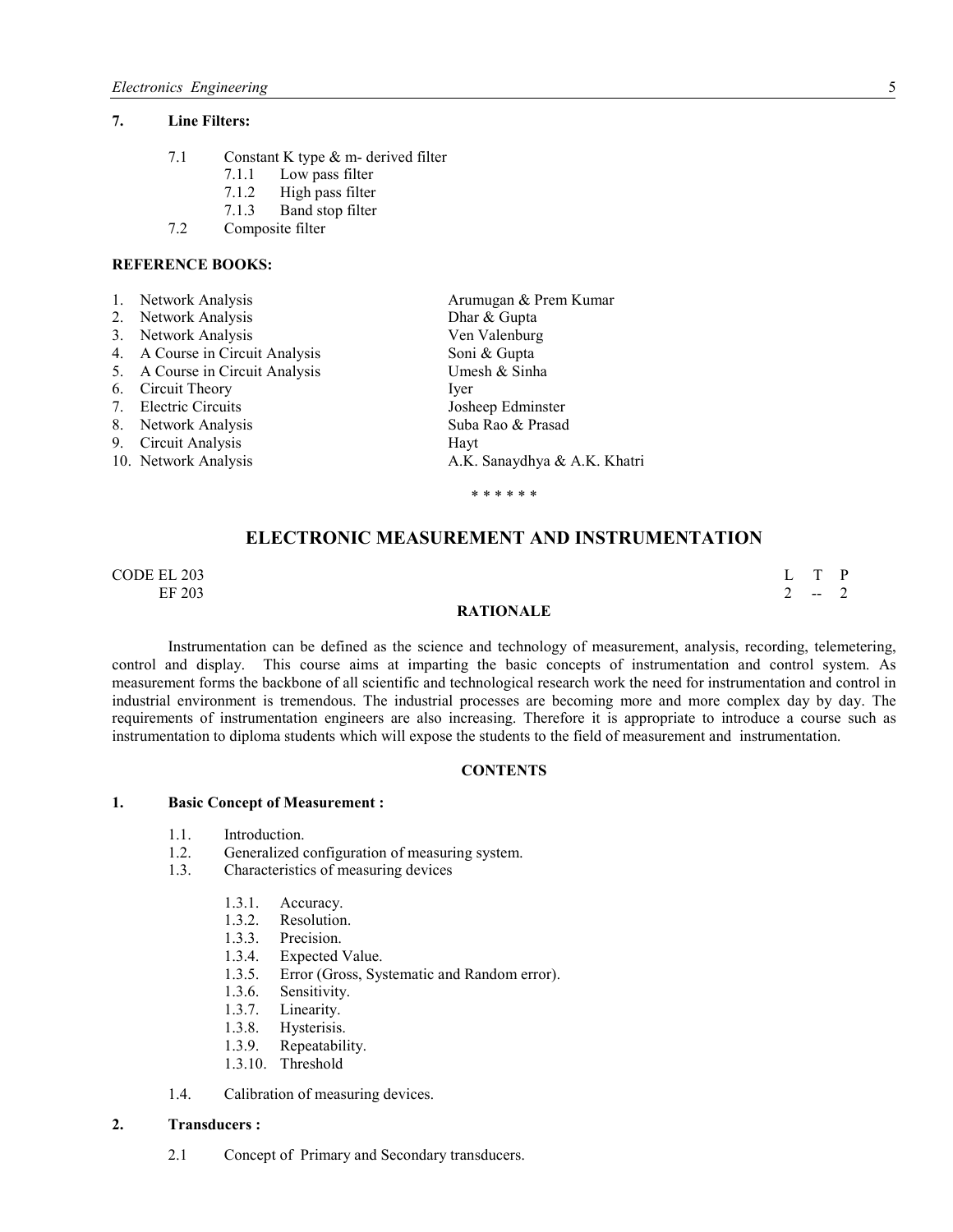**7. Line Filters:**

- 7.1 Constant K type & m- derived filter
  - 7.1.1 Low pass filter
  - 7.1.2 High pass filter
  - 7.1.3 Band stop filter
- 7.2 Composite filter

**REFERENCE BOOKS:**

| | |
|---|---|
| 1. Network Analysis | Arumugan & Prem Kumar |
| 2. Network Analysis | Dhar & Gupta |
| 3. Network Analysis | Ven Valenburg |
| 4. A Course in Circuit Analysis | Soni & Gupta |
| 5. A Course in Circuit Analysis | Umesh & Sinha |
| 6. Circuit Theory | Iyer |
| 7. Electric Circuits | Josheep Edminster |
| 8. Network Analysis | Suba Rao & Prasad |
| 9. Circuit Analysis | Hayt |
| 10. Network Analysis | A.K. Sanaydhya & A.K. Khatri |

\* \* \* \* \* \*

## ELECTRONIC MEASUREMENT AND INSTRUMENTATION

CODE EL 203
EF 203

| L | T | P |
|---|---|---|
| 2 | -- | 2 |

**RATIONALE**

Instrumentation can be defined as the science and technology of measurement, analysis, recording, telemetering, control and display. This course aims at imparting the basic concepts of instrumentation and control system. As measurement forms the backbone of all scientific and technological research work the need for instrumentation and control in industrial environment is tremendous. The industrial processes are becoming more and more complex day by day. The requirements of instrumentation engineers are also increasing. Therefore it is appropriate to introduce a course such as instrumentation to diploma students which will expose the students to the field of measurement and instrumentation.

**CONTENTS**

**1. Basic Concept of Measurement :**

- 1.1. Introduction.
- 1.2. Generalized configuration of measuring system.
- 1.3. Characteristics of measuring devices
  - 1.3.1. Accuracy.
  - 1.3.2. Resolution.
  - 1.3.3. Precision.
  - 1.3.4. Expected Value.
  - 1.3.5. Error (Gross, Systematic and Random error).
  - 1.3.6. Sensitivity.
  - 1.3.7. Linearity.
  - 1.3.8. Hysterisis.
  - 1.3.9. Repeatability.
  - 1.3.10. Threshold
- 1.4. Calibration of measuring devices.

**2. Transducers :**

- 2.1 Concept of Primary and Secondary transducers.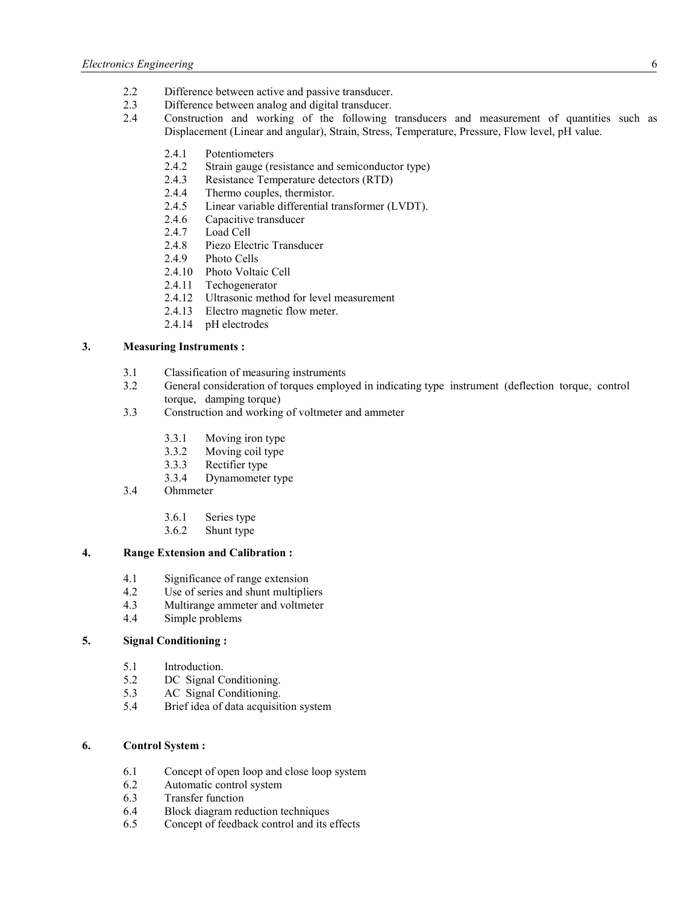- 2.2 Difference between active and passive transducer.
- 2.3 Difference between analog and digital transducer.
- 2.4 Construction and working of the following transducers and measurement of quantities such as Displacement (Linear and angular), Strain, Stress, Temperature, Pressure, Flow level, pH value.
    - 2.4.1 Potentiometers
    - 2.4.2 Strain gauge (resistance and semiconductor type)
    - 2.4.3 Resistance Temperature detectors (RTD)
    - 2.4.4 Thermo couples, thermistor.
    - 2.4.5 Linear variable differential transformer (LVDT).
    - 2.4.6 Capacitive transducer
    - 2.4.7 Load Cell
    - 2.4.8 Piezo Electric Transducer
    - 2.4.9 Photo Cells
    - 2.4.10 Photo Voltaic Cell
    - 2.4.11 Techogenerator
    - 2.4.12 Ultrasonic method for level measurement
    - 2.4.13 Electro magnetic flow meter.
    - 2.4.14 pH electrodes

**3. Measuring Instruments :**

- 3.1 Classification of measuring instruments
- 3.2 General consideration of torques employed in indicating type instrument (deflection torque, control torque, damping torque)
- 3.3 Construction and working of voltmeter and ammeter
    - 3.3.1 Moving iron type
    - 3.3.2 Moving coil type
    - 3.3.3 Rectifier type
    - 3.3.4 Dynamometer type
- 3.4 Ohmmeter
    - 3.6.1 Series type
    - 3.6.2 Shunt type

**4. Range Extension and Calibration :**

- 4.1 Significance of range extension
- 4.2 Use of series and shunt multipliers
- 4.3 Multirange ammeter and voltmeter
- 4.4 Simple problems

**5. Signal Conditioning :**

- 5.1 Introduction.
- 5.2 DC Signal Conditioning.
- 5.3 AC Signal Conditioning.
- 5.4 Brief idea of data acquisition system

**6. Control System :**

- 6.1 Concept of open loop and close loop system
- 6.2 Automatic control system
- 6.3 Transfer function
- 6.4 Block diagram reduction techniques
- 6.5 Concept of feedback control and its effects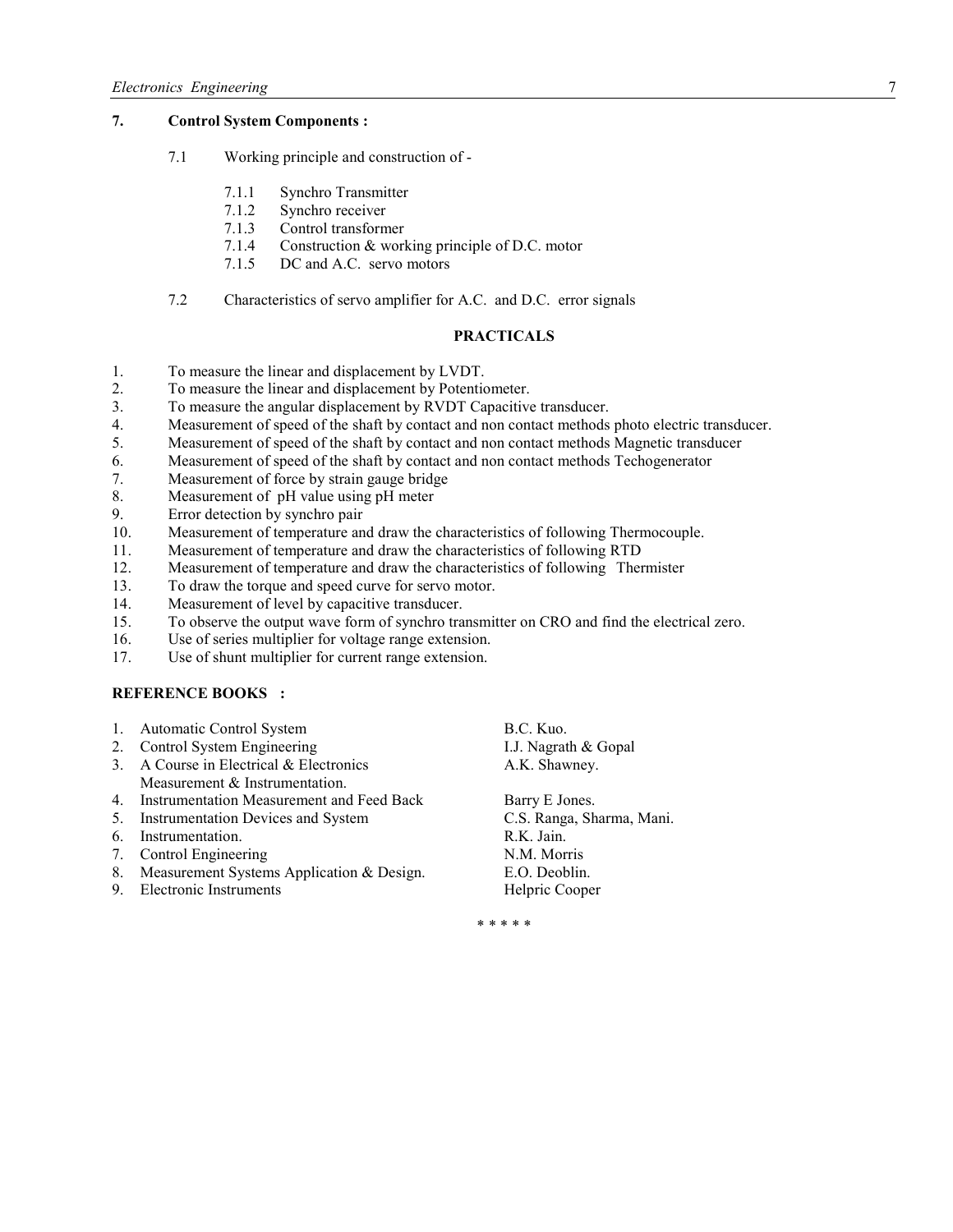**7. Control System Components :**

7.1 Working principle and construction of -

- 7.1.1 Synchro Transmitter
- 7.1.2 Synchro receiver
- 7.1.3 Control transformer
- 7.1.4 Construction & working principle of D.C. motor
- 7.1.5 DC and A.C. servo motors

7.2 Characteristics of servo amplifier for A.C. and D.C. error signals

## PRACTICALS

1. To measure the linear and displacement by LVDT.
2. To measure the linear and displacement by Potentiometer.
3. To measure the angular displacement by RVDT Capacitive transducer.
4. Measurement of speed of the shaft by contact and non contact methods photo electric transducer.
5. Measurement of speed of the shaft by contact and non contact methods Magnetic transducer
6. Measurement of speed of the shaft by contact and non contact methods Techogenerator
7. Measurement of force by strain gauge bridge
8. Measurement of pH value using pH meter
9. Error detection by synchro pair
10. Measurement of temperature and draw the characteristics of following Thermocouple.
11. Measurement of temperature and draw the characteristics of following RTD
12. Measurement of temperature and draw the characteristics of following Thermister
13. To draw the torque and speed curve for servo motor.
14. Measurement of level by capacitive transducer.
15. To observe the output wave form of synchro transmitter on CRO and find the electrical zero.
16. Use of series multiplier for voltage range extension.
17. Use of shunt multiplier for current range extension.

**REFERENCE BOOKS :**

| | Title | Author |
|---|---|---|
| 1. | Automatic Control System | B.C. Kuo. |
| 2. | Control System Engineering | I.J. Nagrath & Gopal |
| 3. | A Course in Electrical & Electronics Measurement & Instrumentation. | A.K. Shawney. |
| 4. | Instrumentation Measurement and Feed Back | Barry E Jones. |
| 5. | Instrumentation Devices and System | C.S. Ranga, Sharma, Mani. |
| 6. | Instrumentation. | R.K. Jain. |
| 7. | Control Engineering | N.M. Morris |
| 8. | Measurement Systems Application & Design. | E.O. Deoblin. |
| 9. | Electronic Instruments | Helpric Cooper |

* * * * *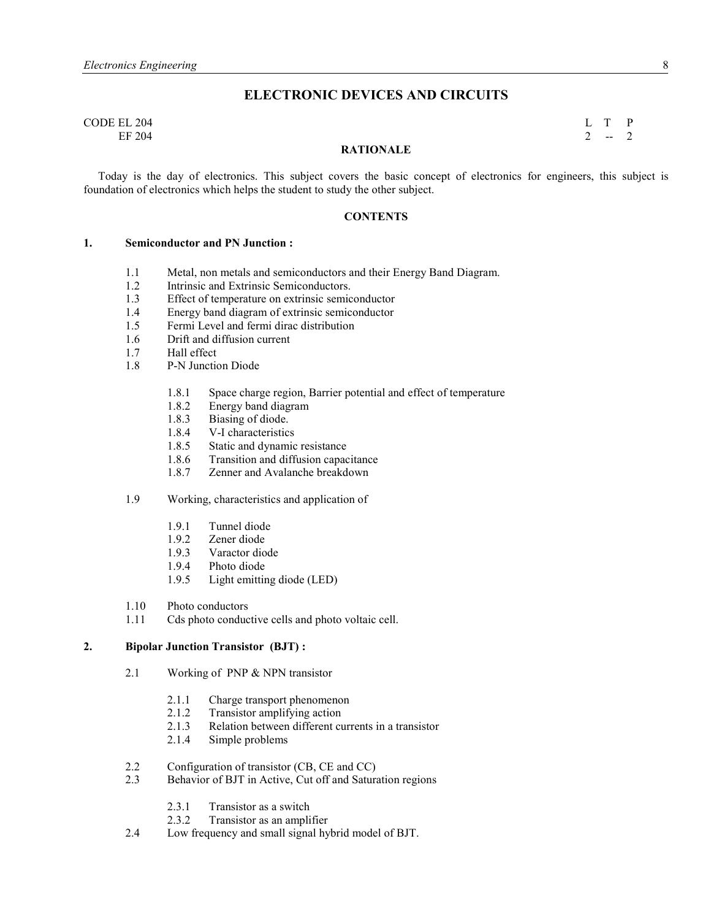## ELECTRONIC DEVICES AND CIRCUITS

CODE EL 204
EF 204

| L | T | P |
|---|---|---|
| 2 | -- | 2 |

### RATIONALE

Today is the day of electronics. This subject covers the basic concept of electronics for engineers, this subject is foundation of electronics which helps the student to study the other subject.

### CONTENTS

**1. Semiconductor and PN Junction :**

- 1.1 Metal, non metals and semiconductors and their Energy Band Diagram.
- 1.2 Intrinsic and Extrinsic Semiconductors.
- 1.3 Effect of temperature on extrinsic semiconductor
- 1.4 Energy band diagram of extrinsic semiconductor
- 1.5 Fermi Level and fermi dirac distribution
- 1.6 Drift and diffusion current
- 1.7 Hall effect
- 1.8 P-N Junction Diode
  - 1.8.1 Space charge region, Barrier potential and effect of temperature
  - 1.8.2 Energy band diagram
  - 1.8.3 Biasing of diode.
  - 1.8.4 V-I characteristics
  - 1.8.5 Static and dynamic resistance
  - 1.8.6 Transition and diffusion capacitance
  - 1.8.7 Zenner and Avalanche breakdown
- 1.9 Working, characteristics and application of
  - 1.9.1 Tunnel diode
  - 1.9.2 Zener diode
  - 1.9.3 Varactor diode
  - 1.9.4 Photo diode
  - 1.9.5 Light emitting diode (LED)
- 1.10 Photo conductors
- 1.11 Cds photo conductive cells and photo voltaic cell.

**2. Bipolar Junction Transistor (BJT) :**

- 2.1 Working of PNP & NPN transistor
  - 2.1.1 Charge transport phenomenon
  - 2.1.2 Transistor amplifying action
  - 2.1.3 Relation between different currents in a transistor
  - 2.1.4 Simple problems
- 2.2 Configuration of transistor (CB, CE and CC)
- 2.3 Behavior of BJT in Active, Cut off and Saturation regions
  - 2.3.1 Transistor as a switch
  - 2.3.2 Transistor as an amplifier
- 2.4 Low frequency and small signal hybrid model of BJT.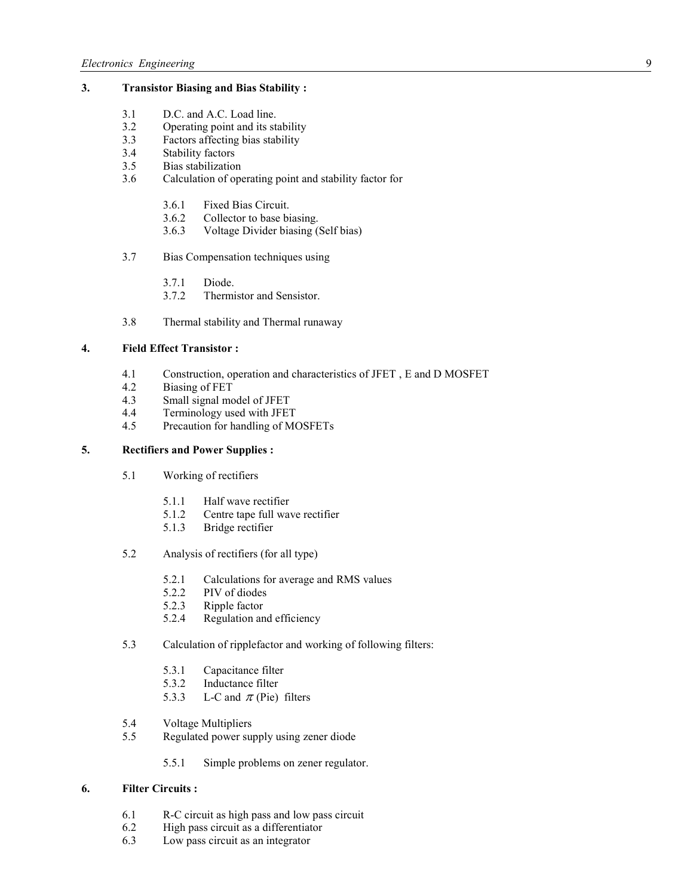## 3. Transistor Biasing and Bias Stability :

- 3.1 D.C. and A.C. Load line.
- 3.2 Operating point and its stability
- 3.3 Factors affecting bias stability
- 3.4 Stability factors
- 3.5 Bias stabilization
- 3.6 Calculation of operating point and stability factor for
  - 3.6.1 Fixed Bias Circuit.
  - 3.6.2 Collector to base biasing.
  - 3.6.3 Voltage Divider biasing (Self bias)
- 3.7 Bias Compensation techniques using
  - 3.7.1 Diode.
  - 3.7.2 Thermistor and Sensistor.
- 3.8 Thermal stability and Thermal runaway

## 4. Field Effect Transistor :

- 4.1 Construction, operation and characteristics of JFET , E and D MOSFET
- 4.2 Biasing of FET
- 4.3 Small signal model of JFET
- 4.4 Terminology used with JFET
- 4.5 Precaution for handling of MOSFETs

## 5. Rectifiers and Power Supplies :

- 5.1 Working of rectifiers
  - 5.1.1 Half wave rectifier
  - 5.1.2 Centre tape full wave rectifier
  - 5.1.3 Bridge rectifier
- 5.2 Analysis of rectifiers (for all type)
  - 5.2.1 Calculations for average and RMS values
  - 5.2.2 PIV of diodes
  - 5.2.3 Ripple factor
  - 5.2.4 Regulation and efficiency
- 5.3 Calculation of ripplefactor and working of following filters:
  - 5.3.1 Capacitance filter
  - 5.3.2 Inductance filter
  - 5.3.3 L-C and $\pi$ (Pie) filters
- 5.4 Voltage Multipliers
- 5.5 Regulated power supply using zener diode
  - 5.5.1 Simple problems on zener regulator.

## 6. Filter Circuits :

- 6.1 R-C circuit as high pass and low pass circuit
- 6.2 High pass circuit as a differentiator
- 6.3 Low pass circuit as an integrator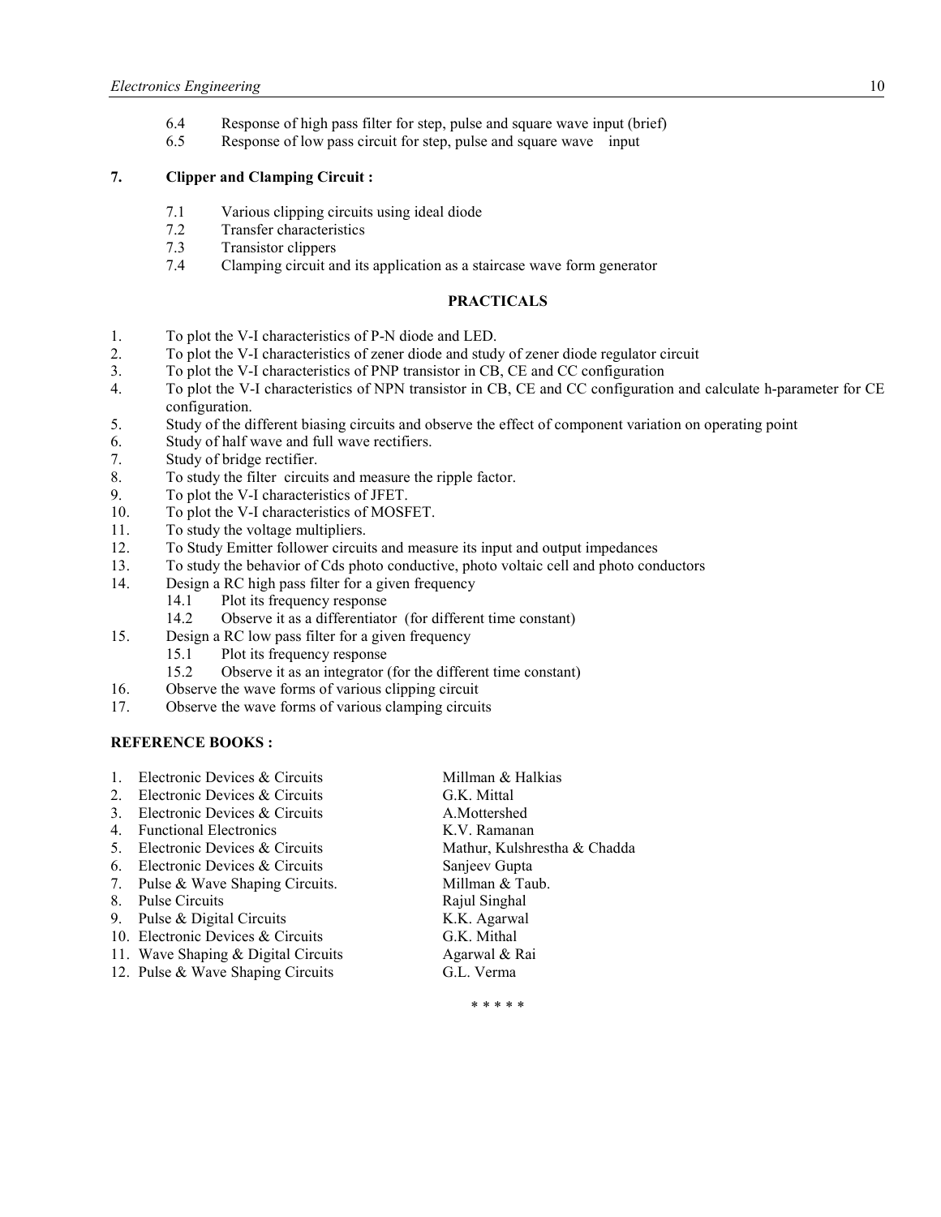6.4 Response of high pass filter for step, pulse and square wave input (brief)
6.5 Response of low pass circuit for step, pulse and square wave input

**7. Clipper and Clamping Circuit :**

7.1 Various clipping circuits using ideal diode
7.2 Transfer characteristics
7.3 Transistor clippers
7.4 Clamping circuit and its application as a staircase wave form generator

## PRACTICALS

1. To plot the V-I characteristics of P-N diode and LED.
2. To plot the V-I characteristics of zener diode and study of zener diode regulator circuit
3. To plot the V-I characteristics of PNP transistor in CB, CE and CC configuration
4. To plot the V-I characteristics of NPN transistor in CB, CE and CC configuration and calculate h-parameter for CE configuration.
5. Study of the different biasing circuits and observe the effect of component variation on operating point
6. Study of half wave and full wave rectifiers.
7. Study of bridge rectifier.
8. To study the filter circuits and measure the ripple factor.
9. To plot the V-I characteristics of JFET.
10. To plot the V-I characteristics of MOSFET.
11. To study the voltage multipliers.
12. To Study Emitter follower circuits and measure its input and output impedances
13. To study the behavior of Cds photo conductive, photo voltaic cell and photo conductors
14. Design a RC high pass filter for a given frequency
    - 14.1 Plot its frequency response
    - 14.2 Observe it as a differentiator (for different time constant)
15. Design a RC low pass filter for a given frequency
    - 15.1 Plot its frequency response
    - 15.2 Observe it as an integrator (for the different time constant)
16. Observe the wave forms of various clipping circuit
17. Observe the wave forms of various clamping circuits

**REFERENCE BOOKS :**

| | |
|---|---|
| 1. Electronic Devices & Circuits | Millman & Halkias |
| 2. Electronic Devices & Circuits | G.K. Mittal |
| 3. Electronic Devices & Circuits | A.Mottershed |
| 4. Functional Electronics | K.V. Ramanan |
| 5. Electronic Devices & Circuits | Mathur, Kulshrestha & Chadda |
| 6. Electronic Devices & Circuits | Sanjeev Gupta |
| 7. Pulse & Wave Shaping Circuits. | Millman & Taub. |
| 8. Pulse Circuits | Rajul Singhal |
| 9. Pulse & Digital Circuits | K.K. Agarwal |
| 10. Electronic Devices & Circuits | G.K. Mithal |
| 11. Wave Shaping & Digital Circuits | Agarwal & Rai |
| 12. Pulse & Wave Shaping Circuits | G.L. Verma |

* * * * *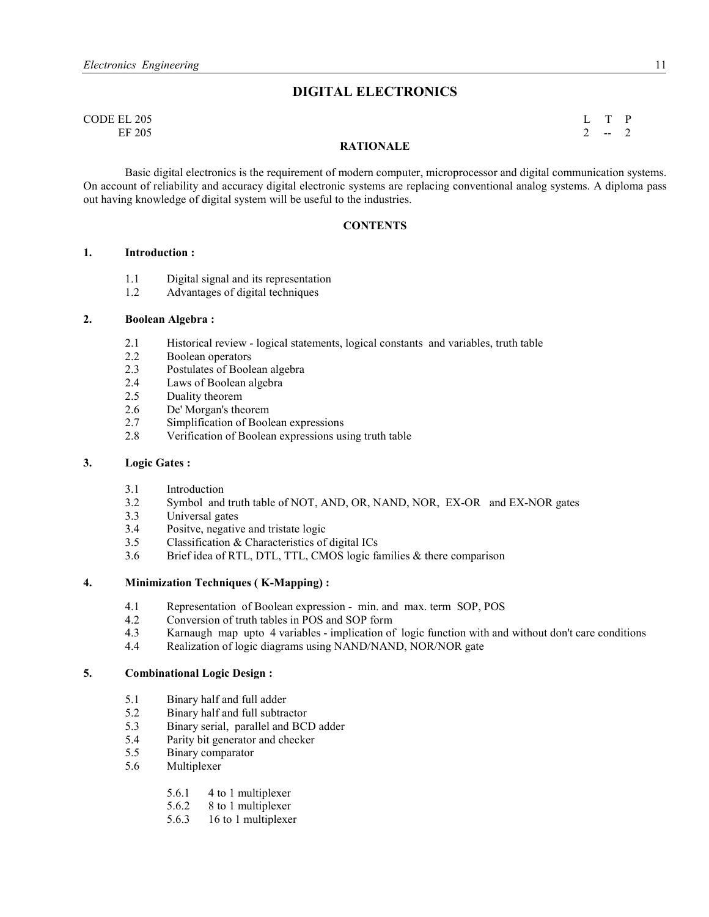# DIGITAL ELECTRONICS

CODE EL 205
EF 205

| L | T | P |
|---|---|---|
| 2 | -- | 2 |

**RATIONALE**

Basic digital electronics is the requirement of modern computer, microprocessor and digital communication systems. On account of reliability and accuracy digital electronic systems are replacing conventional analog systems. A diploma pass out having knowledge of digital system will be useful to the industries.

**CONTENTS**

**1. Introduction :**

- 1.1 Digital signal and its representation
- 1.2 Advantages of digital techniques

**2. Boolean Algebra :**

- 2.1 Historical review - logical statements, logical constants and variables, truth table
- 2.2 Boolean operators
- 2.3 Postulates of Boolean algebra
- 2.4 Laws of Boolean algebra
- 2.5 Duality theorem
- 2.6 De' Morgan's theorem
- 2.7 Simplification of Boolean expressions
- 2.8 Verification of Boolean expressions using truth table

**3. Logic Gates :**

- 3.1 Introduction
- 3.2 Symbol and truth table of NOT, AND, OR, NAND, NOR, EX-OR and EX-NOR gates
- 3.3 Universal gates
- 3.4 Positve, negative and tristate logic
- 3.5 Classification & Characteristics of digital ICs
- 3.6 Brief idea of RTL, DTL, TTL, CMOS logic families & there comparison

**4. Minimization Techniques ( K-Mapping) :**

- 4.1 Representation of Boolean expression - min. and max. term SOP, POS
- 4.2 Conversion of truth tables in POS and SOP form
- 4.3 Karnaugh map upto 4 variables - implication of logic function with and without don't care conditions
- 4.4 Realization of logic diagrams using NAND/NAND, NOR/NOR gate

**5. Combinational Logic Design :**

- 5.1 Binary half and full adder
- 5.2 Binary half and full subtractor
- 5.3 Binary serial, parallel and BCD adder
- 5.4 Parity bit generator and checker
- 5.5 Binary comparator
- 5.6 Multiplexer
  - 5.6.1 4 to 1 multiplexer
  - 5.6.2 8 to 1 multiplexer
  - 5.6.3 16 to 1 multiplexer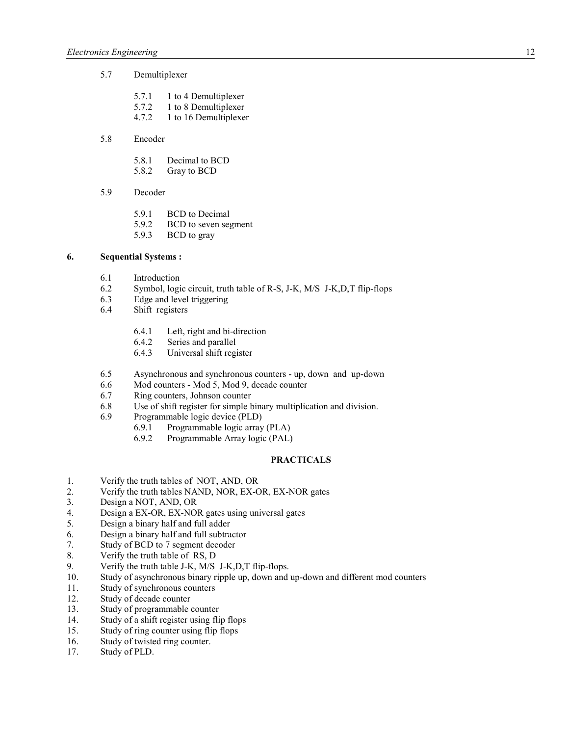5.7 Demultiplexer

- 5.7.1 1 to 4 Demultiplexer
- 5.7.2 1 to 8 Demultiplexer
- 4.7.2 1 to 16 Demultiplexer

5.8 Encoder

- 5.8.1 Decimal to BCD
- 5.8.2 Gray to BCD

5.9 Decoder

- 5.9.1 BCD to Decimal
- 5.9.2 BCD to seven segment
- 5.9.3 BCD to gray

**6. Sequential Systems :**

- 6.1 Introduction
- 6.2 Symbol, logic circuit, truth table of R-S, J-K, M/S J-K,D,T flip-flops
- 6.3 Edge and level triggering
- 6.4 Shift registers
  - 6.4.1 Left, right and bi-direction
  - 6.4.2 Series and parallel
  - 6.4.3 Universal shift register
- 6.5 Asynchronous and synchronous counters - up, down and up-down
- 6.6 Mod counters - Mod 5, Mod 9, decade counter
- 6.7 Ring counters, Johnson counter
- 6.8 Use of shift register for simple binary multiplication and division.
- 6.9 Programmable logic device (PLD)
  - 6.9.1 Programmable logic array (PLA)
  - 6.9.2 Programmable Array logic (PAL)

## PRACTICALS

1. Verify the truth tables of NOT, AND, OR
2. Verify the truth tables NAND, NOR, EX-OR, EX-NOR gates
3. Design a NOT, AND, OR
4. Design a EX-OR, EX-NOR gates using universal gates
5. Design a binary half and full adder
6. Design a binary half and full subtractor
7. Study of BCD to 7 segment decoder
8. Verify the truth table of RS, D
9. Verify the truth table J-K, M/S J-K,D,T flip-flops.
10. Study of asynchronous binary ripple up, down and up-down and different mod counters
11. Study of synchronous counters
12. Study of decade counter
13. Study of programmable counter
14. Study of a shift register using flip flops
15. Study of ring counter using flip flops
16. Study of twisted ring counter.
17. Study of PLD.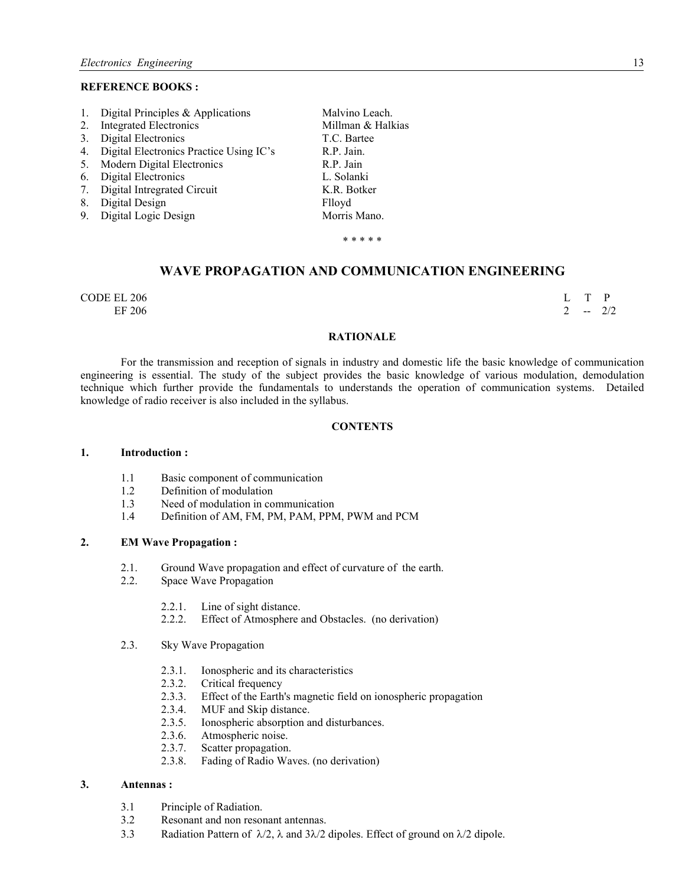**REFERENCE BOOKS :**

| | | |
|---|---|---|
| 1. | Digital Principles & Applications | Malvino Leach. |
| 2. | Integrated Electronics | Millman & Halkias |
| 3. | Digital Electronics | T.C. Bartee |
| 4. | Digital Electronics Practice Using IC's | R.P. Jain. |
| 5. | Modern Digital Electronics | R.P. Jain |
| 6. | Digital Electronics | L. Solanki |
| 7. | Digital Intregrated Circuit | K.R. Botker |
| 8. | Digital Design | Flloyd |
| 9. | Digital Logic Design | Morris Mano. |

\* \* \* \* \*

## WAVE PROPAGATION AND COMMUNICATION ENGINEERING

| CODE | | L | T | P |
|---|---|---|---|---|
| EL 206 | | | | |
| EF 206 | | 2 | -- | 2/2 |

### RATIONALE

For the transmission and reception of signals in industry and domestic life the basic knowledge of communication engineering is essential. The study of the subject provides the basic knowledge of various modulation, demodulation technique which further provide the fundamentals to understands the operation of communication systems. Detailed knowledge of radio receiver is also included in the syllabus.

### CONTENTS

**1. Introduction :**

- 1.1 Basic component of communication
- 1.2 Definition of modulation
- 1.3 Need of modulation in communication
- 1.4 Definition of AM, FM, PM, PAM, PPM, PWM and PCM

**2. EM Wave Propagation :**

- 2.1. Ground Wave propagation and effect of curvature of the earth.
- 2.2. Space Wave Propagation
  - 2.2.1. Line of sight distance.
  - 2.2.2. Effect of Atmosphere and Obstacles. (no derivation)
- 2.3. Sky Wave Propagation
  - 2.3.1. Ionospheric and its characteristics
  - 2.3.2. Critical frequency
  - 2.3.3. Effect of the Earth's magnetic field on ionospheric propagation
  - 2.3.4. MUF and Skip distance.
  - 2.3.5. Ionospheric absorption and disturbances.
  - 2.3.6. Atmospheric noise.
  - 2.3.7. Scatter propagation.
  - 2.3.8. Fading of Radio Waves. (no derivation)

**3. Antennas :**

- 3.1 Principle of Radiation.
- 3.2 Resonant and non resonant antennas.
- 3.3 Radiation Pattern of $\lambda/2$, $\lambda$ and $3\lambda/2$ dipoles. Effect of ground on $\lambda/2$ dipole.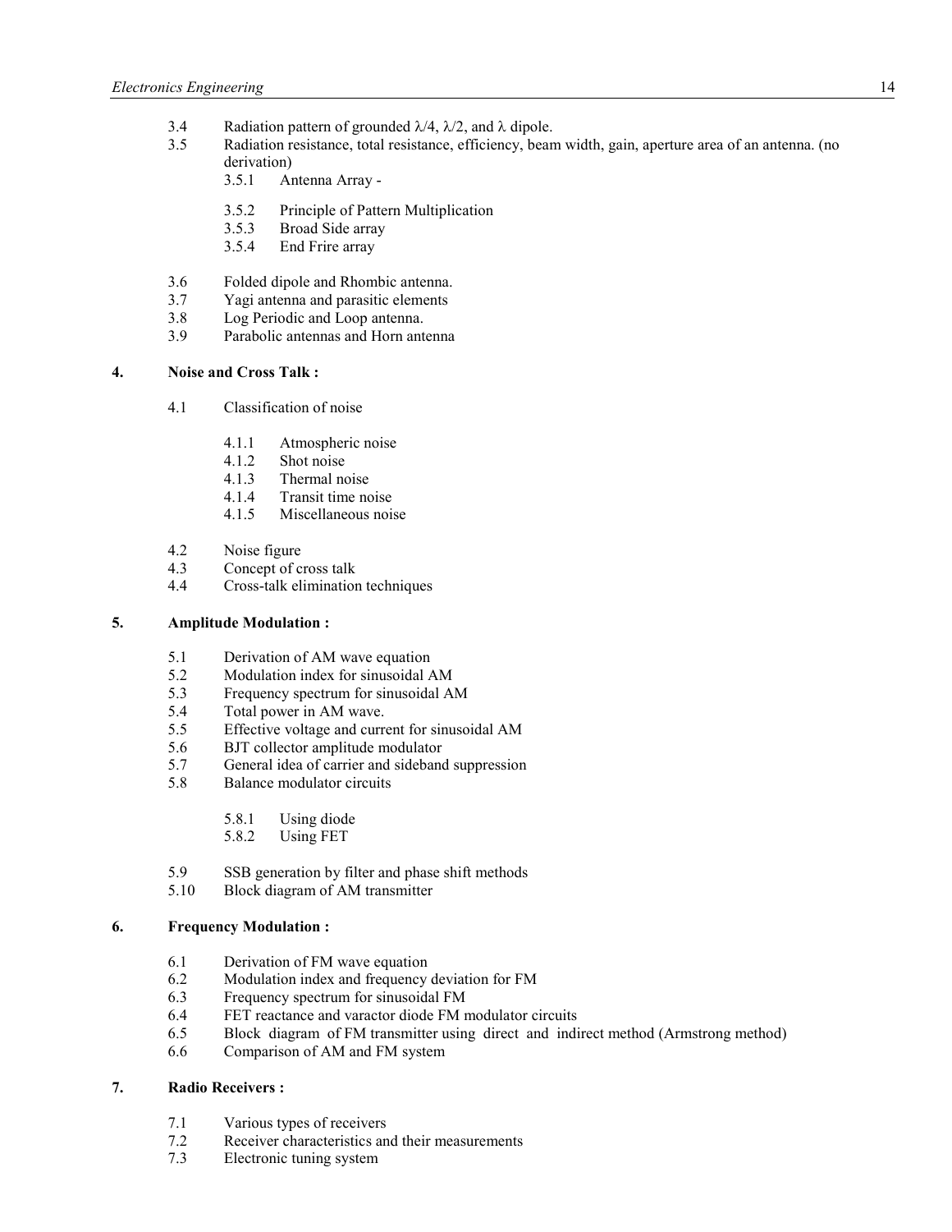3.4 Radiation pattern of grounded $\lambda/4$, $\lambda/2$, and $\lambda$ dipole.

3.5 Radiation resistance, total resistance, efficiency, beam width, gain, aperture area of an antenna. (no derivation)

- 3.5.1 Antenna Array -
- 3.5.2 Principle of Pattern Multiplication
- 3.5.3 Broad Side array
- 3.5.4 End Frire array

3.6 Folded dipole and Rhombic antenna.

3.7 Yagi antenna and parasitic elements

3.8 Log Periodic and Loop antenna.

3.9 Parabolic antennas and Horn antenna

**4. Noise and Cross Talk :**

4.1 Classification of noise

- 4.1.1 Atmospheric noise
- 4.1.2 Shot noise
- 4.1.3 Thermal noise
- 4.1.4 Transit time noise
- 4.1.5 Miscellaneous noise

4.2 Noise figure

4.3 Concept of cross talk

4.4 Cross-talk elimination techniques

**5. Amplitude Modulation :**

5.1 Derivation of AM wave equation

5.2 Modulation index for sinusoidal AM

5.3 Frequency spectrum for sinusoidal AM

5.4 Total power in AM wave.

5.5 Effective voltage and current for sinusoidal AM

5.6 BJT collector amplitude modulator

5.7 General idea of carrier and sideband suppression

5.8 Balance modulator circuits

- 5.8.1 Using diode
- 5.8.2 Using FET

5.9 SSB generation by filter and phase shift methods

5.10 Block diagram of AM transmitter

**6. Frequency Modulation :**

6.1 Derivation of FM wave equation

6.2 Modulation index and frequency deviation for FM

6.3 Frequency spectrum for sinusoidal FM

6.4 FET reactance and varactor diode FM modulator circuits

6.5 Block diagram of FM transmitter using direct and indirect method (Armstrong method)

6.6 Comparison of AM and FM system

**7. Radio Receivers :**

7.1 Various types of receivers

7.2 Receiver characteristics and their measurements

7.3 Electronic tuning system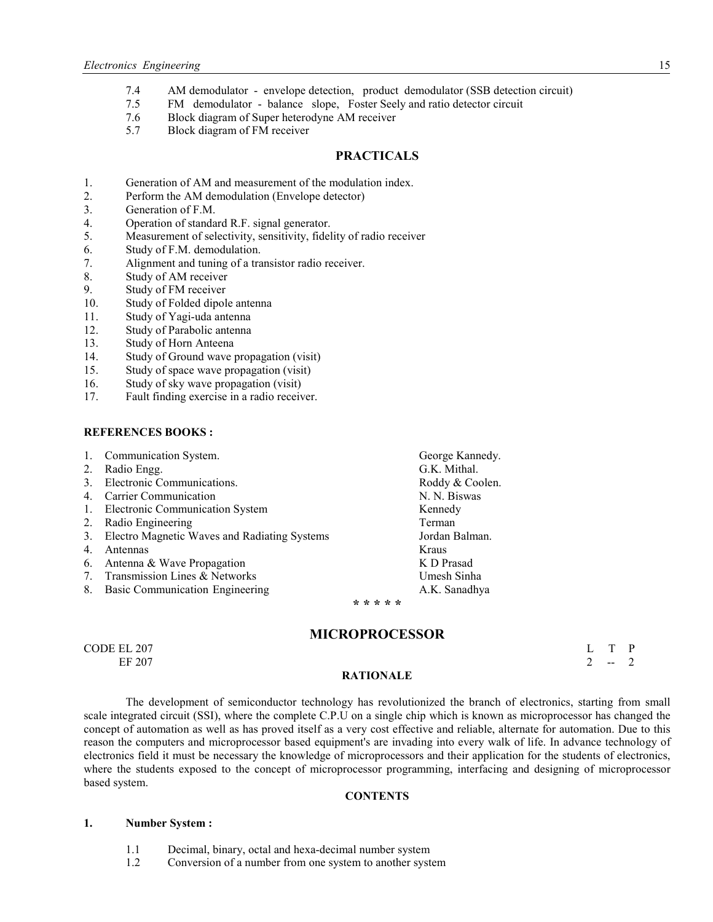7.4 AM demodulator - envelope detection, product demodulator (SSB detection circuit)
7.5 FM demodulator - balance slope, Foster Seely and ratio detector circuit
7.6 Block diagram of Super heterodyne AM receiver
5.7 Block diagram of FM receiver

## PRACTICALS

1. Generation of AM and measurement of the modulation index.
2. Perform the AM demodulation (Envelope detector)
3. Generation of F.M.
4. Operation of standard R.F. signal generator.
5. Measurement of selectivity, sensitivity, fidelity of radio receiver
6. Study of F.M. demodulation.
7. Alignment and tuning of a transistor radio receiver.
8. Study of AM receiver
9. Study of FM receiver
10. Study of Folded dipole antenna
11. Study of Yagi-uda antenna
12. Study of Parabolic antenna
13. Study of Horn Anteena
14. Study of Ground wave propagation (visit)
15. Study of space wave propagation (visit)
16. Study of sky wave propagation (visit)
17. Fault finding exercise in a radio receiver.

**REFERENCES BOOKS :**

| | | |
|---|---|---|
| 1. | Communication System. | George Kannedy. |
| 2. | Radio Engg. | G.K. Mithal. |
| 3. | Electronic Communications. | Roddy & Coolen. |
| 4. | Carrier Communication | N. N. Biswas |
| 1. | Electronic Communication System | Kennedy |
| 2. | Radio Engineering | Terman |
| 3. | Electro Magnetic Waves and Radiating Systems | Jordan Balman. |
| 4. | Antennas | Kraus |
| 6. | Antenna & Wave Propagation | K D Prasad |
| 7. | Transmission Lines & Networks | Umesh Sinha |
| 8. | Basic Communication Engineering | A.K. Sanadhya |

\* \* \* \* \*

## MICROPROCESSOR

CODE EL 207
EF 207

| L | T | P |
|---|---|---|
| 2 | -- | 2 |

**RATIONALE**

The development of semiconductor technology has revolutionized the branch of electronics, starting from small scale integrated circuit (SSI), where the complete C.P.U on a single chip which is known as microprocessor has changed the concept of automation as well as has proved itself as a very cost effective and reliable, alternate for automation. Due to this reason the computers and microprocessor based equipment's are invading into every walk of life. In advance technology of electronics field it must be necessary the knowledge of microprocessors and their application for the students of electronics, where the students exposed to the concept of microprocessor programming, interfacing and designing of microprocessor based system.

**CONTENTS**

**1. Number System :**

1.1 Decimal, binary, octal and hexa-decimal number system
1.2 Conversion of a number from one system to another system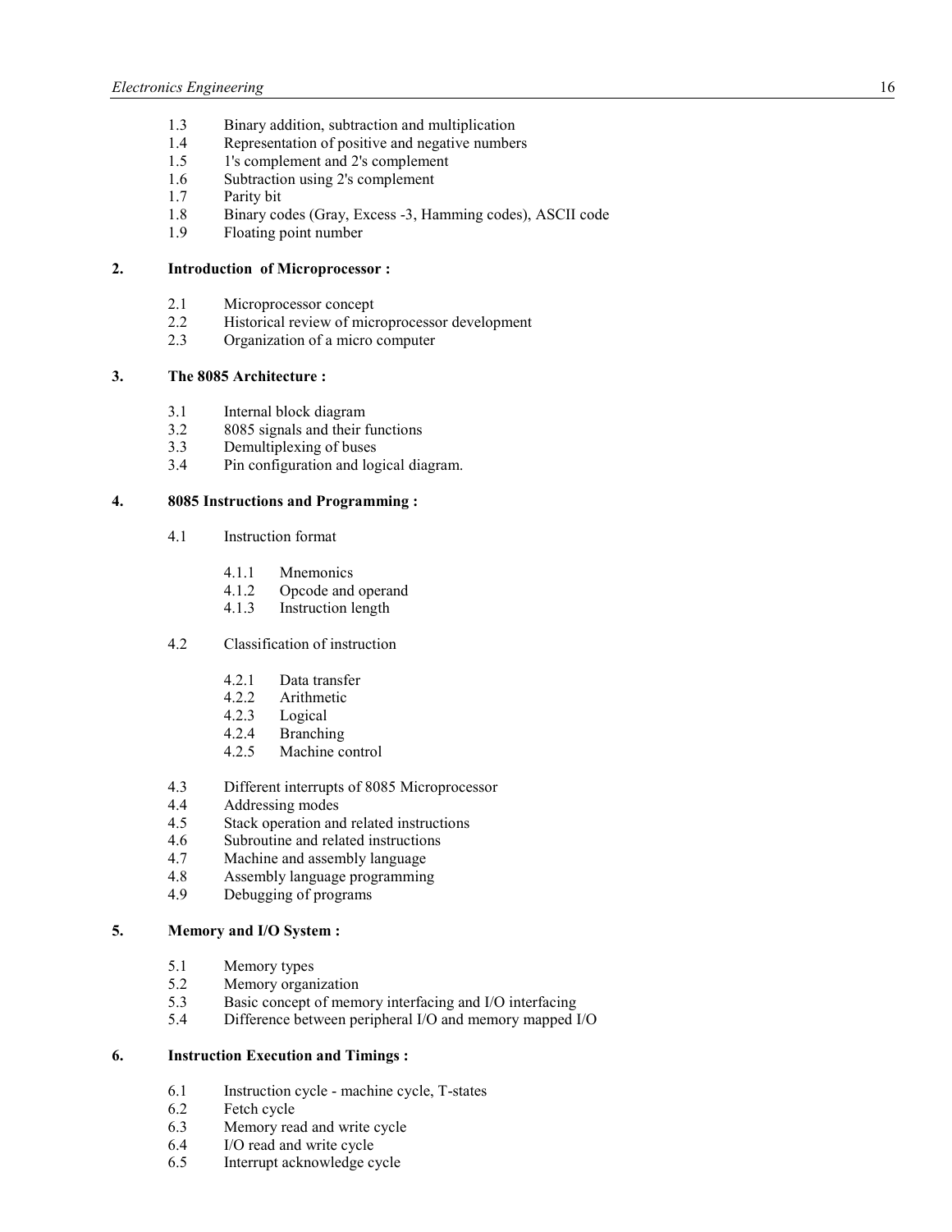1.3 Binary addition, subtraction and multiplication
1.4 Representation of positive and negative numbers
1.5 1's complement and 2's complement
1.6 Subtraction using 2's complement
1.7 Parity bit
1.8 Binary codes (Gray, Excess -3, Hamming codes), ASCII code
1.9 Floating point number

**2. Introduction of Microprocessor :**

2.1 Microprocessor concept
2.2 Historical review of microprocessor development
2.3 Organization of a micro computer

**3. The 8085 Architecture :**

3.1 Internal block diagram
3.2 8085 signals and their functions
3.3 Demultiplexing of buses
3.4 Pin configuration and logical diagram.

**4. 8085 Instructions and Programming :**

4.1 Instruction format

4.1.1 Mnemonics
4.1.2 Opcode and operand
4.1.3 Instruction length

4.2 Classification of instruction

4.2.1 Data transfer
4.2.2 Arithmetic
4.2.3 Logical
4.2.4 Branching
4.2.5 Machine control

4.3 Different interrupts of 8085 Microprocessor
4.4 Addressing modes
4.5 Stack operation and related instructions
4.6 Subroutine and related instructions
4.7 Machine and assembly language
4.8 Assembly language programming
4.9 Debugging of programs

**5. Memory and I/O System :**

5.1 Memory types
5.2 Memory organization
5.3 Basic concept of memory interfacing and I/O interfacing
5.4 Difference between peripheral I/O and memory mapped I/O

**6. Instruction Execution and Timings :**

6.1 Instruction cycle - machine cycle, T-states
6.2 Fetch cycle
6.3 Memory read and write cycle
6.4 I/O read and write cycle
6.5 Interrupt acknowledge cycle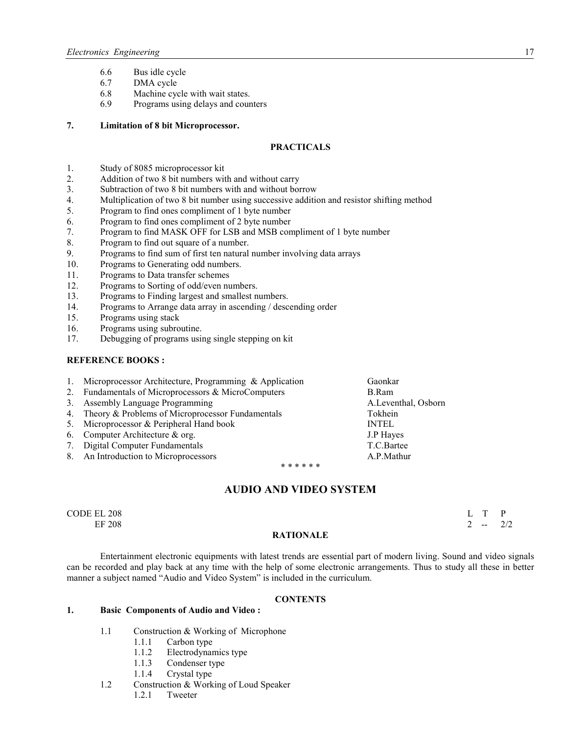6.6 Bus idle cycle
6.7 DMA cycle
6.8 Machine cycle with wait states.
6.9 Programs using delays and counters

**7. Limitation of 8 bit Microprocessor.**

**PRACTICALS**

1. Study of 8085 microprocessor kit
2. Addition of two 8 bit numbers with and without carry
3. Subtraction of two 8 bit numbers with and without borrow
4. Multiplication of two 8 bit number using successive addition and resistor shifting method
5. Program to find ones compliment of 1 byte number
6. Program to find ones compliment of 2 byte number
7. Program to find MASK OFF for LSB and MSB compliment of 1 byte number
8. Program to find out square of a number.
9. Programs to find sum of first ten natural number involving data arrays
10. Programs to Generating odd numbers.
11. Programs to Data transfer schemes
12. Programs to Sorting of odd/even numbers.
13. Programs to Finding largest and smallest numbers.
14. Programs to Arrange data array in ascending / descending order
15. Programs using stack
16. Programs using subroutine.
17. Debugging of programs using single stepping on kit

**REFERENCE BOOKS :**

| | | |
|---|---|---|
| 1. | Microprocessor Architecture, Programming & Application | Gaonkar |
| 2. | Fundamentals of Microprocessors & MicroComputers | B.Ram |
| 3. | Assembly Language Programming | A.Leventhal, Osborn |
| 4. | Theory & Problems of Microprocessor Fundamentals | Tokhein |
| 5. | Microprocessor & Peripheral Hand book | INTEL |
| 6. | Computer Architecture & org. | J.P Hayes |
| 7. | Digital Computer Fundamentals | T.C.Bartee |
| 8. | An Introduction to Microprocessors | A.P.Mathur |

* * * * * *

## AUDIO AND VIDEO SYSTEM

| CODE EL 208 | L | T | P |
|---|---|---|---|
| EF 208 | 2 | -- | 2/2 |

**RATIONALE**

Entertainment electronic equipments with latest trends are essential part of modern living. Sound and video signals can be recorded and play back at any time with the help of some electronic arrangements. Thus to study all these in better manner a subject named "Audio and Video System" is included in the curriculum.

**CONTENTS**

**1. Basic Components of Audio and Video :**

1.1 Construction & Working of Microphone
  1.1.1 Carbon type
  1.1.2 Electrodynamics type
  1.1.3 Condenser type
  1.1.4 Crystal type
1.2 Construction & Working of Loud Speaker
  1.2.1 Tweeter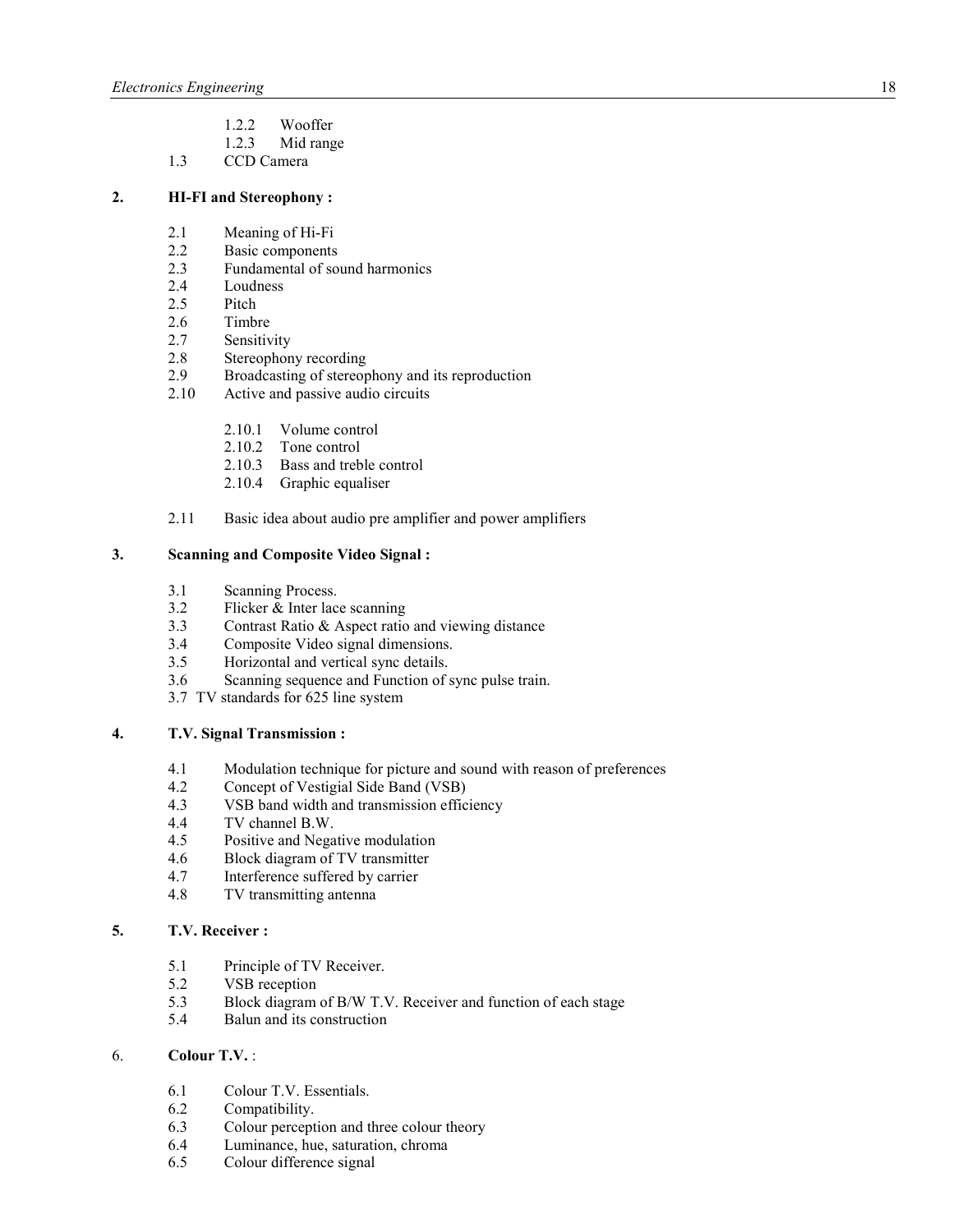- 1.2.2 Wooffer
- 1.2.3 Mid range

1.3 CCD Camera

**2. HI-FI and Stereophony :**

- 2.1 Meaning of Hi-Fi
- 2.2 Basic components
- 2.3 Fundamental of sound harmonics
- 2.4 Loudness
- 2.5 Pitch
- 2.6 Timbre
- 2.7 Sensitivity
- 2.8 Stereophony recording
- 2.9 Broadcasting of stereophony and its reproduction
- 2.10 Active and passive audio circuits
  - 2.10.1 Volume control
  - 2.10.2 Tone control
  - 2.10.3 Bass and treble control
  - 2.10.4 Graphic equaliser
- 2.11 Basic idea about audio pre amplifier and power amplifiers

**3. Scanning and Composite Video Signal :**

- 3.1 Scanning Process.
- 3.2 Flicker & Inter lace scanning
- 3.3 Contrast Ratio & Aspect ratio and viewing distance
- 3.4 Composite Video signal dimensions.
- 3.5 Horizontal and vertical sync details.
- 3.6 Scanning sequence and Function of sync pulse train.
- 3.7 TV standards for 625 line system

**4. T.V. Signal Transmission :**

- 4.1 Modulation technique for picture and sound with reason of preferences
- 4.2 Concept of Vestigial Side Band (VSB)
- 4.3 VSB band width and transmission efficiency
- 4.4 TV channel B.W.
- 4.5 Positive and Negative modulation
- 4.6 Block diagram of TV transmitter
- 4.7 Interference suffered by carrier
- 4.8 TV transmitting antenna

**5. T.V. Receiver :**

- 5.1 Principle of TV Receiver.
- 5.2 VSB reception
- 5.3 Block diagram of B/W T.V. Receiver and function of each stage
- 5.4 Balun and its construction

6. **Colour T.V.** :

- 6.1 Colour T.V. Essentials.
- 6.2 Compatibility.
- 6.3 Colour perception and three colour theory
- 6.4 Luminance, hue, saturation, chroma
- 6.5 Colour difference signal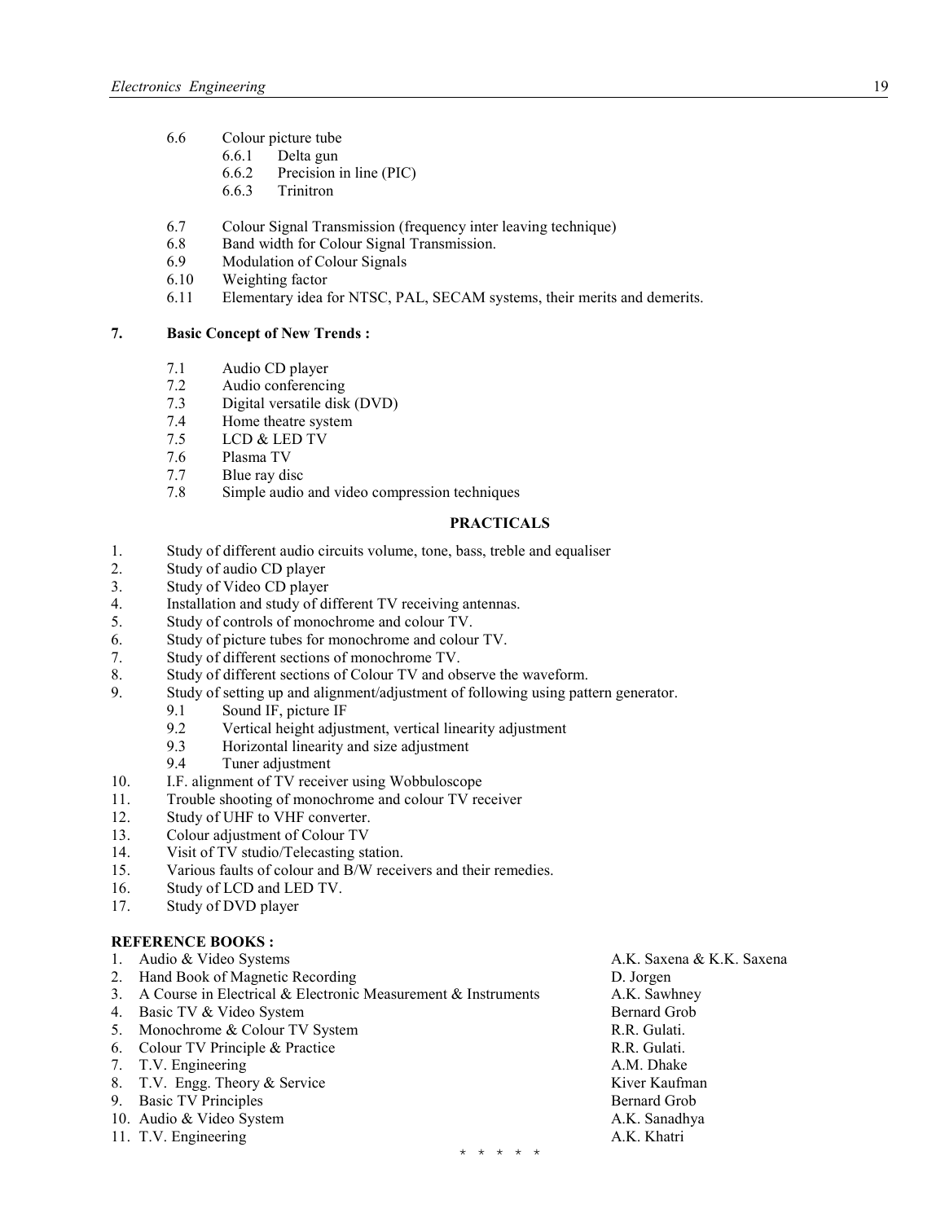- 6.6 Colour picture tube
  - 6.6.1 Delta gun
  - 6.6.2 Precision in line (PIC)
  - 6.6.3 Trinitron
- 6.7 Colour Signal Transmission (frequency inter leaving technique)
- 6.8 Band width for Colour Signal Transmission.
- 6.9 Modulation of Colour Signals
- 6.10 Weighting factor
- 6.11 Elementary idea for NTSC, PAL, SECAM systems, their merits and demerits.

**7. Basic Concept of New Trends :**

- 7.1 Audio CD player
- 7.2 Audio conferencing
- 7.3 Digital versatile disk (DVD)
- 7.4 Home theatre system
- 7.5 LCD & LED TV
- 7.6 Plasma TV
- 7.7 Blue ray disc
- 7.8 Simple audio and video compression techniques

## PRACTICALS

1. Study of different audio circuits volume, tone, bass, treble and equaliser
2. Study of audio CD player
3. Study of Video CD player
4. Installation and study of different TV receiving antennas.
5. Study of controls of monochrome and colour TV.
6. Study of picture tubes for monochrome and colour TV.
7. Study of different sections of monochrome TV.
8. Study of different sections of Colour TV and observe the waveform.
9. Study of setting up and alignment/adjustment of following using pattern generator.
   - 9.1 Sound IF, picture IF
   - 9.2 Vertical height adjustment, vertical linearity adjustment
   - 9.3 Horizontal linearity and size adjustment
   - 9.4 Tuner adjustment
10. I.F. alignment of TV receiver using Wobbuloscope
11. Trouble shooting of monochrome and colour TV receiver
12. Study of UHF to VHF converter.
13. Colour adjustment of Colour TV
14. Visit of TV studio/Telecasting station.
15. Various faults of colour and B/W receivers and their remedies.
16. Study of LCD and LED TV.
17. Study of DVD player

**REFERENCE BOOKS :**

| | Title | Author |
|---|---|---|
| 1. | Audio & Video Systems | A.K. Saxena & K.K. Saxena |
| 2. | Hand Book of Magnetic Recording | D. Jorgen |
| 3. | A Course in Electrical & Electronic Measurement & Instruments | A.K. Sawhney |
| 4. | Basic TV & Video System | Bernard Grob |
| 5. | Monochrome & Colour TV System | R.R. Gulati. |
| 6. | Colour TV Principle & Practice | R.R. Gulati. |
| 7. | T.V. Engineering | A.M. Dhake |
| 8. | T.V. Engg. Theory & Service | Kiver Kaufman |
| 9. | Basic TV Principles | Bernard Grob |
| 10. | Audio & Video System | A.K. Sanadhya |
| 11. | T.V. Engineering | A.K. Khatri |

* * * * *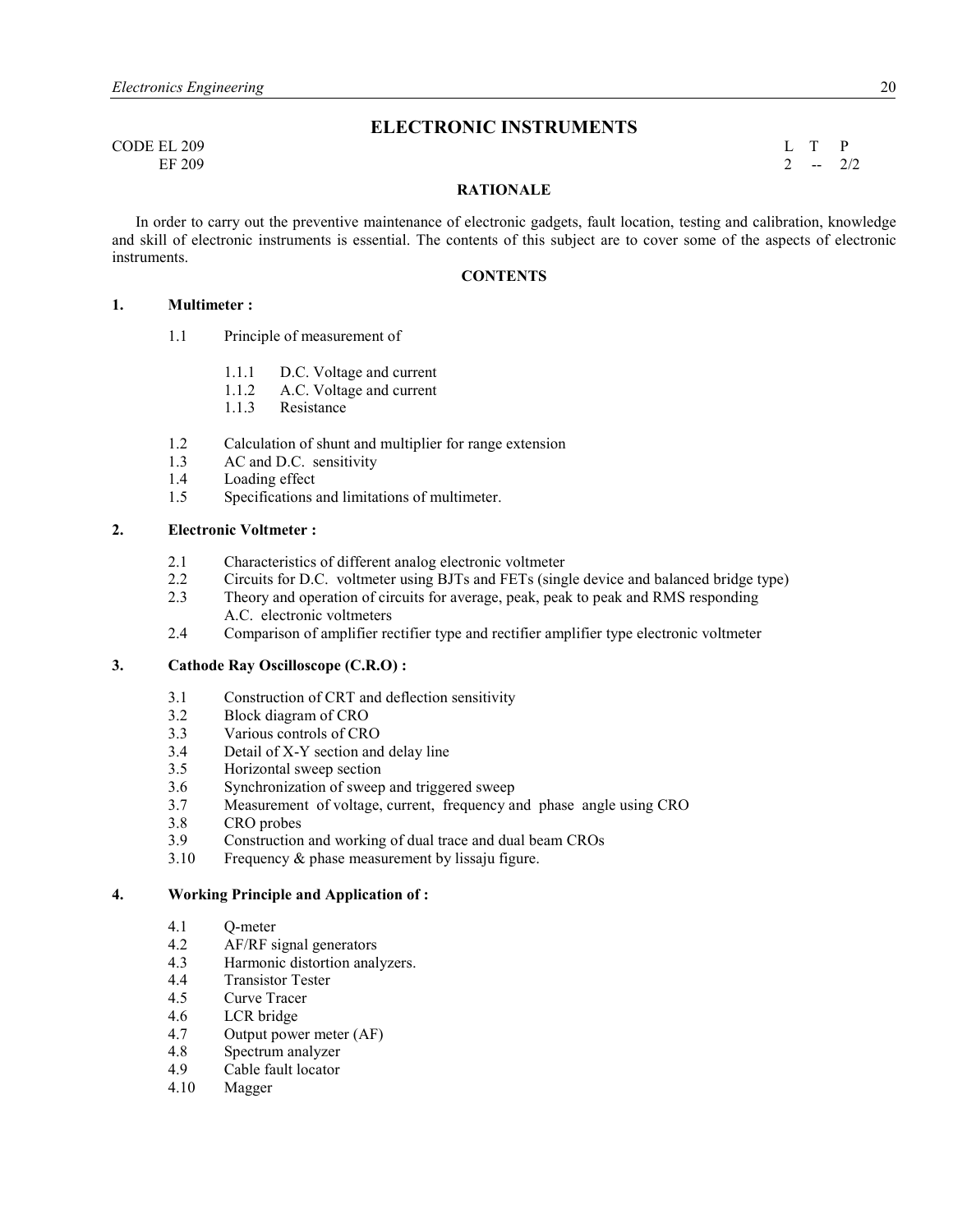# ELECTRONIC INSTRUMENTS

CODE EL 209
EF 209

| L | T | P |
|---|---|---|
| 2 | -- | 2/2 |

## RATIONALE

In order to carry out the preventive maintenance of electronic gadgets, fault location, testing and calibration, knowledge and skill of electronic instruments is essential. The contents of this subject are to cover some of the aspects of electronic instruments.

## CONTENTS

**1. Multimeter :**

- 1.1 Principle of measurement of
  - 1.1.1 D.C. Voltage and current
  - 1.1.2 A.C. Voltage and current
  - 1.1.3 Resistance
- 1.2 Calculation of shunt and multiplier for range extension
- 1.3 AC and D.C. sensitivity
- 1.4 Loading effect
- 1.5 Specifications and limitations of multimeter.

**2. Electronic Voltmeter :**

- 2.1 Characteristics of different analog electronic voltmeter
- 2.2 Circuits for D.C. voltmeter using BJTs and FETs (single device and balanced bridge type)
- 2.3 Theory and operation of circuits for average, peak, peak to peak and RMS responding A.C. electronic voltmeters
- 2.4 Comparison of amplifier rectifier type and rectifier amplifier type electronic voltmeter

**3. Cathode Ray Oscilloscope (C.R.O) :**

- 3.1 Construction of CRT and deflection sensitivity
- 3.2 Block diagram of CRO
- 3.3 Various controls of CRO
- 3.4 Detail of X-Y section and delay line
- 3.5 Horizontal sweep section
- 3.6 Synchronization of sweep and triggered sweep
- 3.7 Measurement of voltage, current, frequency and phase angle using CRO
- 3.8 CRO probes
- 3.9 Construction and working of dual trace and dual beam CROs
- 3.10 Frequency & phase measurement by lissaju figure.

**4. Working Principle and Application of :**

- 4.1 Q-meter
- 4.2 AF/RF signal generators
- 4.3 Harmonic distortion analyzers.
- 4.4 Transistor Tester
- 4.5 Curve Tracer
- 4.6 LCR bridge
- 4.7 Output power meter (AF)
- 4.8 Spectrum analyzer
- 4.9 Cable fault locator
- 4.10 Magger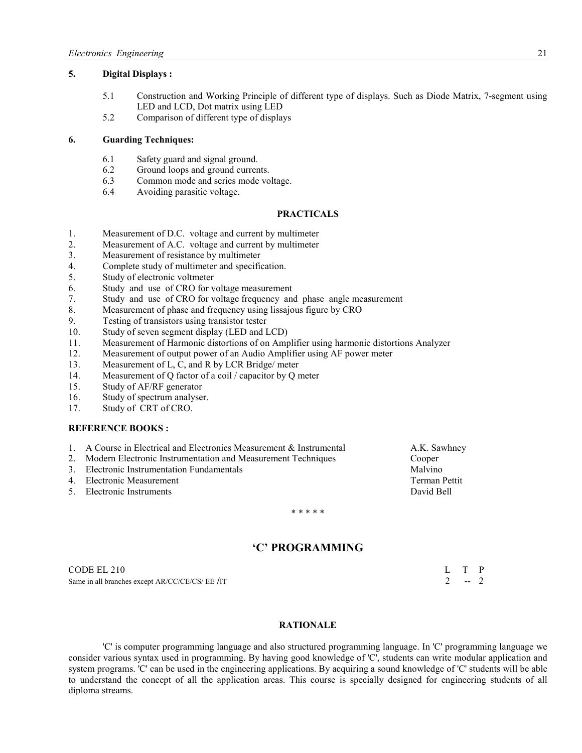**5. Digital Displays :**

- 5.1 Construction and Working Principle of different type of displays. Such as Diode Matrix, 7-segment using LED and LCD, Dot matrix using LED
- 5.2 Comparison of different type of displays

**6. Guarding Techniques:**

- 6.1 Safety guard and signal ground.
- 6.2 Ground loops and ground currents.
- 6.3 Common mode and series mode voltage.
- 6.4 Avoiding parasitic voltage.

**PRACTICALS**

1. Measurement of D.C. voltage and current by multimeter
2. Measurement of A.C. voltage and current by multimeter
3. Measurement of resistance by multimeter
4. Complete study of multimeter and specification.
5. Study of electronic voltmeter
6. Study and use of CRO for voltage measurement
7. Study and use of CRO for voltage frequency and phase angle measurement
8. Measurement of phase and frequency using lissajous figure by CRO
9. Testing of transistors using transistor tester
10. Study of seven segment display (LED and LCD)
11. Measurement of Harmonic distortions of on Amplifier using harmonic distortions Analyzer
12. Measurement of output power of an Audio Amplifier using AF power meter
13. Measurement of L, C, and R by LCR Bridge/ meter
14. Measurement of Q factor of a coil / capacitor by Q meter
15. Study of AF/RF generator
16. Study of spectrum analyser.
17. Study of CRT of CRO.

**REFERENCE BOOKS :**

| | | |
|---|---|---|
| 1. | A Course in Electrical and Electronics Measurement & Instrumental | A.K. Sawhney |
| 2. | Modern Electronic Instrumentation and Measurement Techniques | Cooper |
| 3. | Electronic Instrumentation Fundamentals | Malvino |
| 4. | Electronic Measurement | Terman Pettit |
| 5. | Electronic Instruments | David Bell |

\* \* \* \* \*

## 'C' PROGRAMMING

CODE EL 210 — L T P: 2 -- 2

Same in all branches except AR/CC/CE/CS/ EE /IT

**RATIONALE**

'C' is computer programming language and also structured programming language. In 'C' programming language we consider various syntax used in programming. By having good knowledge of 'C', students can write modular application and system programs. 'C' can be used in the engineering applications. By acquiring a sound knowledge of 'C' students will be able to understand the concept of all the application areas. This course is specially designed for engineering students of all diploma streams.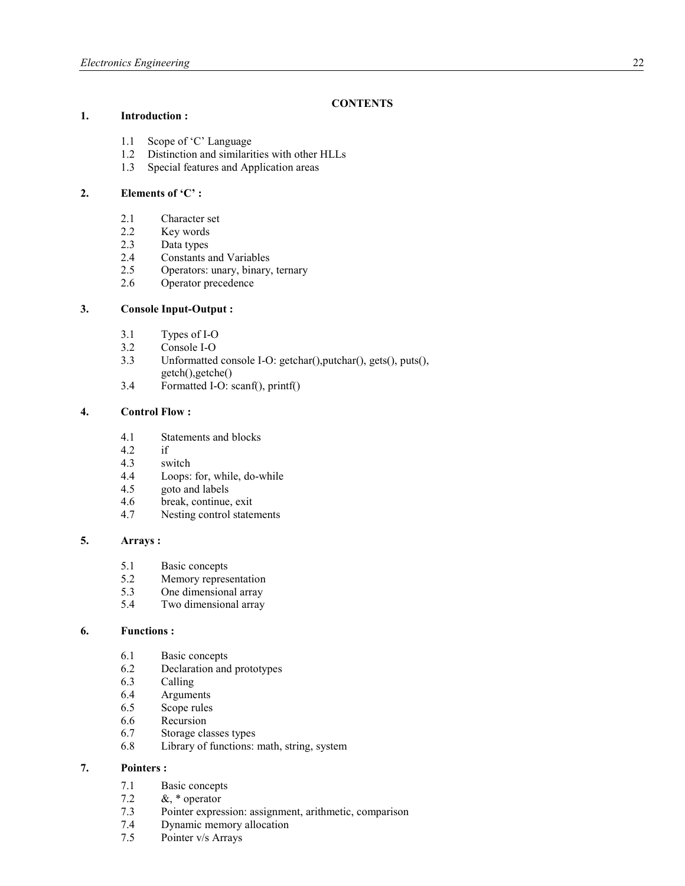## CONTENTS

### 1. Introduction :

- 1.1 Scope of 'C' Language
- 1.2 Distinction and similarities with other HLLs
- 1.3 Special features and Application areas

### 2. Elements of 'C' :

- 2.1 Character set
- 2.2 Key words
- 2.3 Data types
- 2.4 Constants and Variables
- 2.5 Operators: unary, binary, ternary
- 2.6 Operator precedence

### 3. Console Input-Output :

- 3.1 Types of I-O
- 3.2 Console I-O
- 3.3 Unformatted console I-O: getchar(),putchar(), gets(), puts(), getch(),getche()
- 3.4 Formatted I-O: scanf(), printf()

### 4. Control Flow :

- 4.1 Statements and blocks
- 4.2 if
- 4.3 switch
- 4.4 Loops: for, while, do-while
- 4.5 goto and labels
- 4.6 break, continue, exit
- 4.7 Nesting control statements

### 5. Arrays :

- 5.1 Basic concepts
- 5.2 Memory representation
- 5.3 One dimensional array
- 5.4 Two dimensional array

### 6. Functions :

- 6.1 Basic concepts
- 6.2 Declaration and prototypes
- 6.3 Calling
- 6.4 Arguments
- 6.5 Scope rules
- 6.6 Recursion
- 6.7 Storage classes types
- 6.8 Library of functions: math, string, system

### 7. Pointers :

- 7.1 Basic concepts
- 7.2 &, * operator
- 7.3 Pointer expression: assignment, arithmetic, comparison
- 7.4 Dynamic memory allocation
- 7.5 Pointer v/s Arrays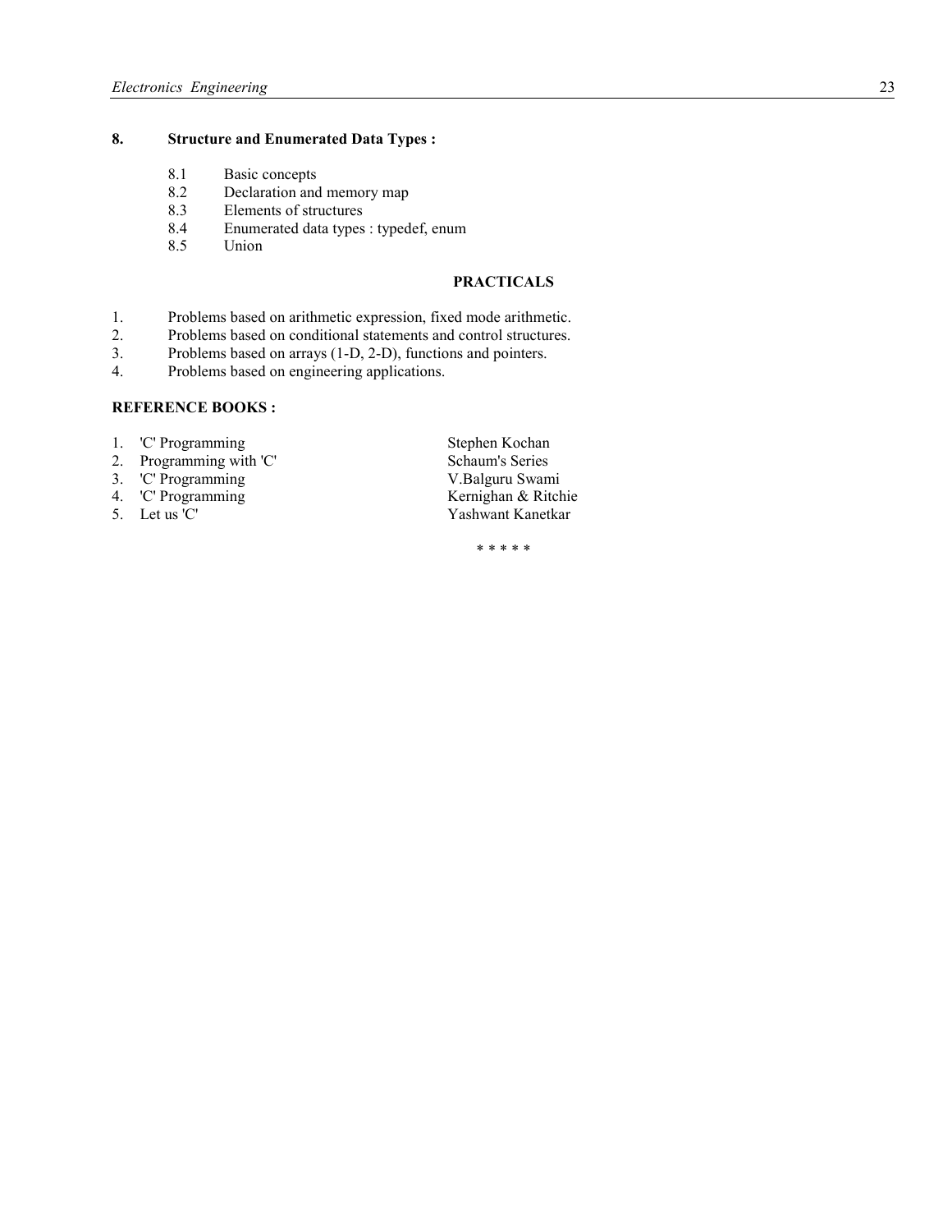**8. Structure and Enumerated Data Types :**

- 8.1 Basic concepts
- 8.2 Declaration and memory map
- 8.3 Elements of structures
- 8.4 Enumerated data types : typedef, enum
- 8.5 Union

## PRACTICALS

1. Problems based on arithmetic expression, fixed mode arithmetic.
2. Problems based on conditional statements and control structures.
3. Problems based on arrays (1-D, 2-D), functions and pointers.
4. Problems based on engineering applications.

**REFERENCE BOOKS :**

| | | |
|---|---|---|
| 1. | 'C' Programming | Stephen Kochan |
| 2. | Programming with 'C' | Schaum's Series |
| 3. | 'C' Programming | V.Balguru Swami |
| 4. | 'C' Programming | Kernighan & Ritchie |
| 5. | Let us 'C' | Yashwant Kanetkar |

* * * * *